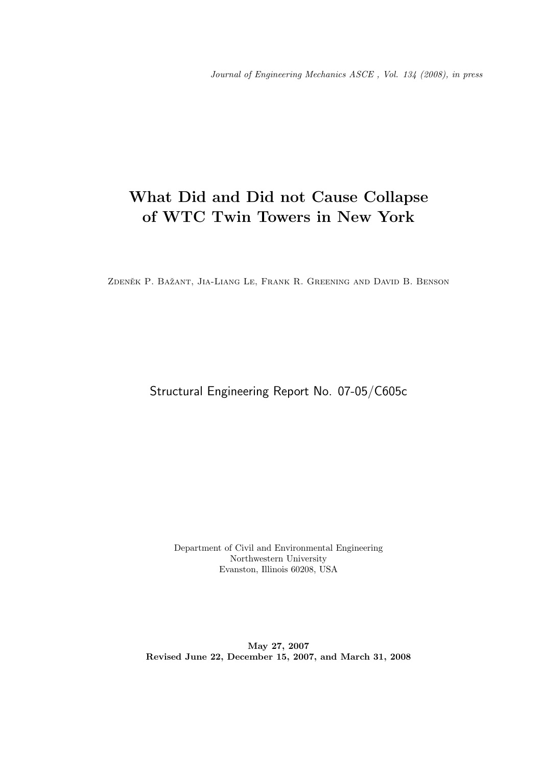*Journal of Engineering Mechanics ASCE , Vol. 134 (2008), in press*

# What Did and Did not Cause Collapse of WTC Twin Towers in New York

Zdeněk P. Bažant, Jia-Liang Le, Frank R. Greening and David B. Benson

Structural Engineering Report No. 07-05/C605c

Department of Civil and Environmental Engineering
Northwestern University
Evanston, Illinois 60208, USA

**May 27, 2007**
**Revised June 22, December 15, 2007, and March 31, 2008**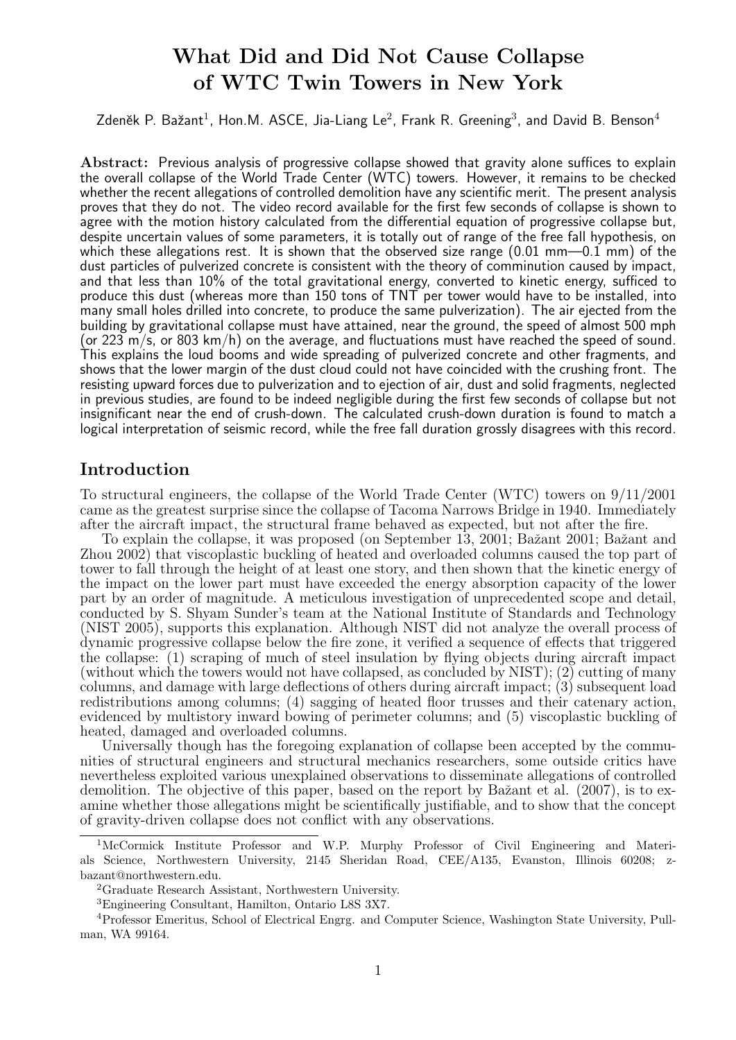# What Did and Did Not Cause Collapse of WTC Twin Towers in New York

Zdeněk P. Bažant[1], Hon.M. ASCE, Jia-Liang Le[2], Frank R. Greening[3], and David B. Benson[4]

**Abstract:** Previous analysis of progressive collapse showed that gravity alone suffices to explain the overall collapse of the World Trade Center (WTC) towers. However, it remains to be checked whether the recent allegations of controlled demolition have any scientific merit. The present analysis proves that they do not. The video record available for the first few seconds of collapse is shown to agree with the motion history calculated from the differential equation of progressive collapse but, despite uncertain values of some parameters, it is totally out of range of the free fall hypothesis, on which these allegations rest. It is shown that the observed size range (0.01 mm—0.1 mm) of the dust particles of pulverized concrete is consistent with the theory of comminution caused by impact, and that less than 10% of the total gravitational energy, converted to kinetic energy, sufficed to produce this dust (whereas more than 150 tons of TNT per tower would have to be installed, into many small holes drilled into concrete, to produce the same pulverization). The air ejected from the building by gravitational collapse must have attained, near the ground, the speed of almost 500 mph (or 223 m/s, or 803 km/h) on the average, and fluctuations must have reached the speed of sound. This explains the loud booms and wide spreading of pulverized concrete and other fragments, and shows that the lower margin of the dust cloud could not have coincided with the crushing front. The resisting upward forces due to pulverization and to ejection of air, dust and solid fragments, neglected in previous studies, are found to be indeed negligible during the first few seconds of collapse but not insignificant near the end of crush-down. The calculated crush-down duration is found to match a logical interpretation of seismic record, while the free fall duration grossly disagrees with this record.

## Introduction

To structural engineers, the collapse of the World Trade Center (WTC) towers on 9/11/2001 came as the greatest surprise since the collapse of Tacoma Narrows Bridge in 1940. Immediately after the aircraft impact, the structural frame behaved as expected, but not after the fire.

To explain the collapse, it was proposed (on September 13, 2001; Bažant 2001; Bažant and Zhou 2002) that viscoplastic buckling of heated and overloaded columns caused the top part of tower to fall through the height of at least one story, and then shown that the kinetic energy of the impact on the lower part must have exceeded the energy absorption capacity of the lower part by an order of magnitude. A meticulous investigation of unprecedented scope and detail, conducted by S. Shyam Sunder's team at the National Institute of Standards and Technology (NIST 2005), supports this explanation. Although NIST did not analyze the overall process of dynamic progressive collapse below the fire zone, it verified a sequence of effects that triggered the collapse: (1) scraping of much of steel insulation by flying objects during aircraft impact (without which the towers would not have collapsed, as concluded by NIST); (2) cutting of many columns, and damage with large deflections of others during aircraft impact; (3) subsequent load redistributions among columns; (4) sagging of heated floor trusses and their catenary action, evidenced by multistory inward bowing of perimeter columns; and (5) viscoplastic buckling of heated, damaged and overloaded columns.

Universally though has the foregoing explanation of collapse been accepted by the communities of structural engineers and structural mechanics researchers, some outside critics have nevertheless exploited various unexplained observations to disseminate allegations of controlled demolition. The objective of this paper, based on the report by Bažant et al. (2007), is to examine whether those allegations might be scientifically justifiable, and to show that the concept of gravity-driven collapse does not conflict with any observations.

---

[1]McCormick Institute Professor and W.P. Murphy Professor of Civil Engineering and Materials Science, Northwestern University, 2145 Sheridan Road, CEE/A135, Evanston, Illinois 60208; z-bazant@northwestern.edu.

[2]Graduate Research Assistant, Northwestern University.

[3]Engineering Consultant, Hamilton, Ontario L8S 3X7.

[4]Professor Emeritus, School of Electrical Engrg. and Computer Science, Washington State University, Pullman, WA 99164.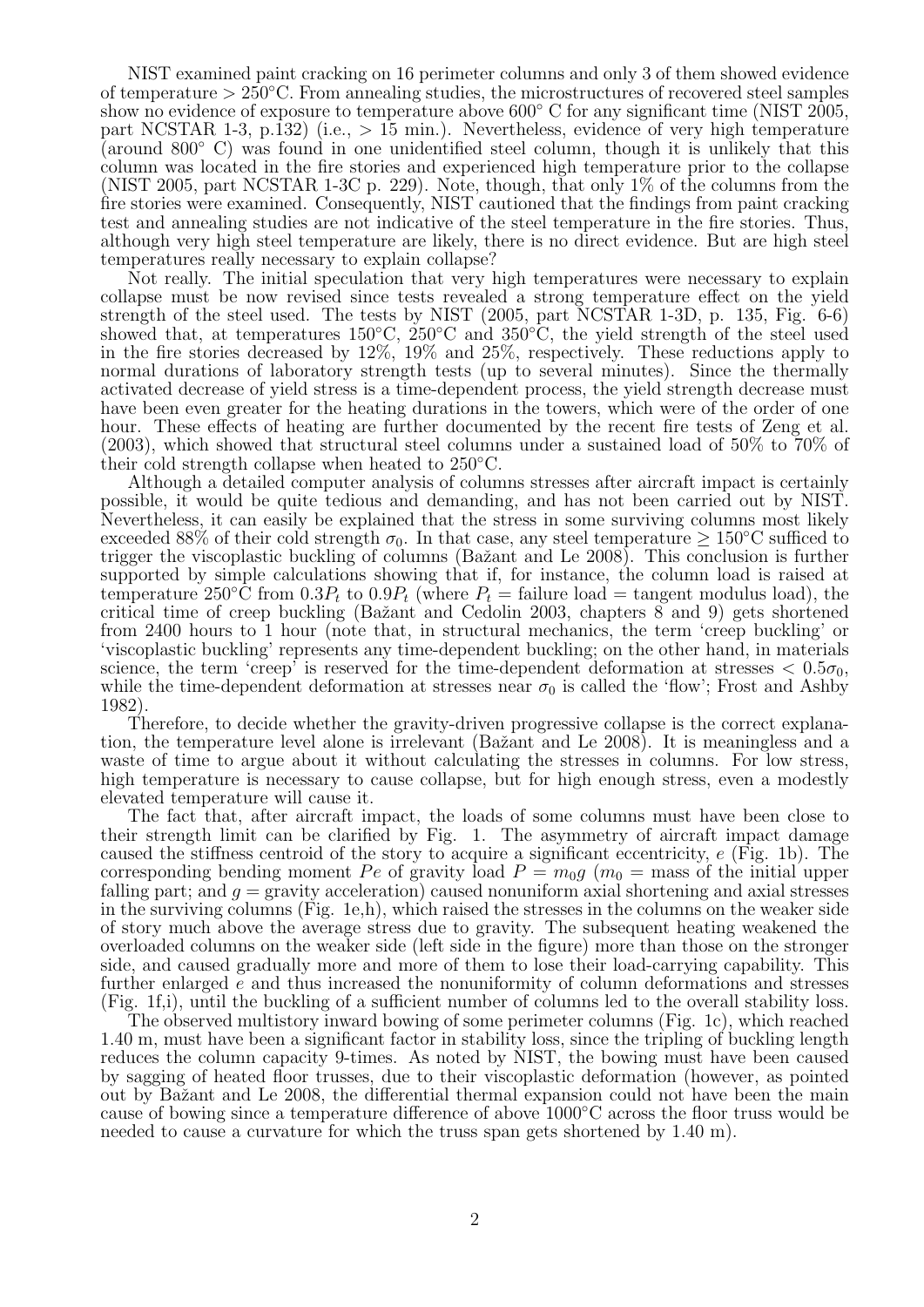NIST examined paint cracking on 16 perimeter columns and only 3 of them showed evidence of temperature $> 250°$C. From annealing studies, the microstructures of recovered steel samples show no evidence of exposure to temperature above $600°$ C for any significant time (NIST 2005, part NCSTAR 1-3, p.132) (i.e., $> 15$ min.). Nevertheless, evidence of very high temperature (around $800°$ C) was found in one unidentified steel column, though it is unlikely that this column was located in the fire stories and experienced high temperature prior to the collapse (NIST 2005, part NCSTAR 1-3C p. 229). Note, though, that only 1% of the columns from the fire stories were examined. Consequently, NIST cautioned that the findings from paint cracking test and annealing studies are not indicative of the steel temperature in the fire stories. Thus, although very high steel temperature are likely, there is no direct evidence. But are high steel temperatures really necessary to explain collapse?

Not really. The initial speculation that very high temperatures were necessary to explain collapse must be now revised since tests revealed a strong temperature effect on the yield strength of the steel used. The tests by NIST (2005, part NCSTAR 1-3D, p. 135, Fig. 6-6) showed that, at temperatures 150°C, 250°C and 350°C, the yield strength of the steel used in the fire stories decreased by 12%, 19% and 25%, respectively. These reductions apply to normal durations of laboratory strength tests (up to several minutes). Since the thermally activated decrease of yield stress is a time-dependent process, the yield strength decrease must have been even greater for the heating durations in the towers, which were of the order of one hour. These effects of heating are further documented by the recent fire tests of Zeng et al. (2003), which showed that structural steel columns under a sustained load of 50% to 70% of their cold strength collapse when heated to 250°C.

Although a detailed computer analysis of columns stresses after aircraft impact is certainly possible, it would be quite tedious and demanding, and has not been carried out by NIST. Nevertheless, it can easily be explained that the stress in some surviving columns most likely exceeded 88% of their cold strength $\sigma_0$. In that case, any steel temperature $\geq 150°$C sufficed to trigger the viscoplastic buckling of columns (Bažant and Le 2008). This conclusion is further supported by simple calculations showing that if, for instance, the column load is raised at temperature 250°C from $0.3P_t$ to $0.9P_t$ (where $P_t$ = failure load = tangent modulus load), the critical time of creep buckling (Bažant and Cedolin 2003, chapters 8 and 9) gets shortened from 2400 hours to 1 hour (note that, in structural mechanics, the term 'creep buckling' or 'viscoplastic buckling' represents any time-dependent buckling; on the other hand, in materials science, the term 'creep' is reserved for the time-dependent deformation at stresses $< 0.5\sigma_0$, while the time-dependent deformation at stresses near $\sigma_0$ is called the 'flow'; Frost and Ashby 1982).

Therefore, to decide whether the gravity-driven progressive collapse is the correct explanation, the temperature level alone is irrelevant (Bažant and Le 2008). It is meaningless and a waste of time to argue about it without calculating the stresses in columns. For low stress, high temperature is necessary to cause collapse, but for high enough stress, even a modestly elevated temperature will cause it.

The fact that, after aircraft impact, the loads of some columns must have been close to their strength limit can be clarified by Fig. 1. The asymmetry of aircraft impact damage caused the stiffness centroid of the story to acquire a significant eccentricity, $e$ (Fig. 1b). The corresponding bending moment $Pe$ of gravity load $P = m_0 g$ ($m_0$ = mass of the initial upper falling part; and $g$ = gravity acceleration) caused nonuniform axial shortening and axial stresses in the surviving columns (Fig. 1e,h), which raised the stresses in the columns on the weaker side of story much above the average stress due to gravity. The subsequent heating weakened the overloaded columns on the weaker side (left side in the figure) more than those on the stronger side, and caused gradually more and more of them to lose their load-carrying capability. This further enlarged $e$ and thus increased the nonuniformity of column deformations and stresses (Fig. 1f,i), until the buckling of a sufficient number of columns led to the overall stability loss.

The observed multistory inward bowing of some perimeter columns (Fig. 1c), which reached 1.40 m, must have been a significant factor in stability loss, since the tripling of buckling length reduces the column capacity 9-times. As noted by NIST, the bowing must have been caused by sagging of heated floor trusses, due to their viscoplastic deformation (however, as pointed out by Bažant and Le 2008, the differential thermal expansion could not have been the main cause of bowing since a temperature difference of above 1000°C across the floor truss would be needed to cause a curvature for which the truss span gets shortened by 1.40 m).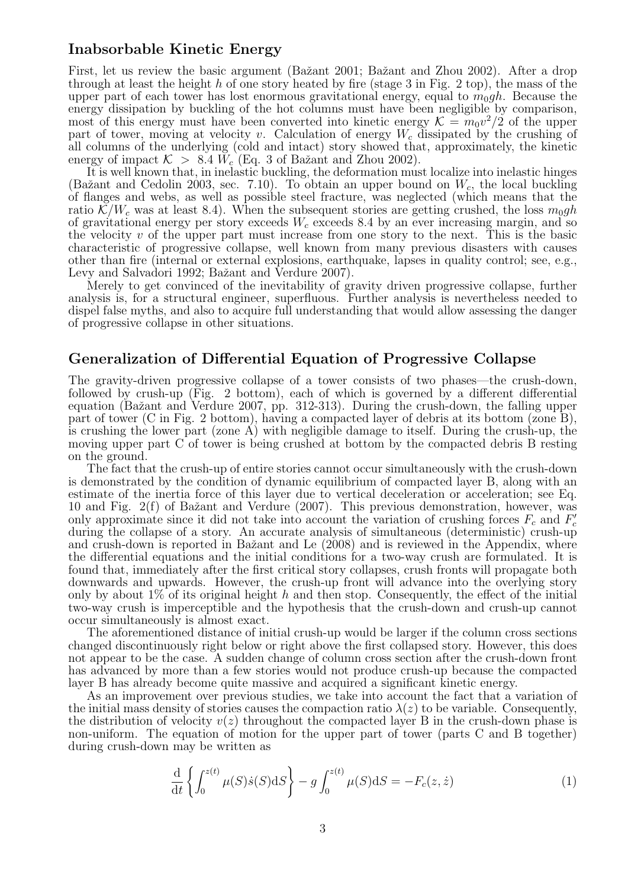## Inabsorbable Kinetic Energy

First, let us review the basic argument (Bažant 2001; Bažant and Zhou 2002). After a drop through at least the height $h$ of one story heated by fire (stage 3 in Fig. 2 top), the mass of the upper part of each tower has lost enormous gravitational energy, equal to $m_0gh$. Because the energy dissipation by buckling of the hot columns must have been negligible by comparison, most of this energy must have been converted into kinetic energy $\mathcal{K} = m_0v^2/2$ of the upper part of tower, moving at velocity $v$. Calculation of energy $W_c$ dissipated by the crushing of all columns of the underlying (cold and intact) story showed that, approximately, the kinetic energy of impact $\mathcal{K} > 8.4\ W_c$ (Eq. 3 of Bažant and Zhou 2002).

It is well known that, in inelastic buckling, the deformation must localize into inelastic hinges (Bažant and Cedolin 2003, sec. 7.10). To obtain an upper bound on $W_c$, the local buckling of flanges and webs, as well as possible steel fracture, was neglected (which means that the ratio $\mathcal{K}/W_c$ was at least 8.4). When the subsequent stories are getting crushed, the loss $m_0gh$ of gravitational energy per story exceeds $W_c$ exceeds 8.4 by an ever increasing margin, and so the velocity $v$ of the upper part must increase from one story to the next. This is the basic characteristic of progressive collapse, well known from many previous disasters with causes other than fire (internal or external explosions, earthquake, lapses in quality control; see, e.g., Levy and Salvadori 1992; Bažant and Verdure 2007).

Merely to get convinced of the inevitability of gravity driven progressive collapse, further analysis is, for a structural engineer, superfluous. Further analysis is nevertheless needed to dispel false myths, and also to acquire full understanding that would allow assessing the danger of progressive collapse in other situations.

## Generalization of Differential Equation of Progressive Collapse

The gravity-driven progressive collapse of a tower consists of two phases—the crush-down, followed by crush-up (Fig. 2 bottom), each of which is governed by a different differential equation (Bažant and Verdure 2007, pp. 312-313). During the crush-down, the falling upper part of tower (C in Fig. 2 bottom), having a compacted layer of debris at its bottom (zone B), is crushing the lower part (zone A) with negligible damage to itself. During the crush-up, the moving upper part C of tower is being crushed at bottom by the compacted debris B resting on the ground.

The fact that the crush-up of entire stories cannot occur simultaneously with the crush-down is demonstrated by the condition of dynamic equilibrium of compacted layer B, along with an estimate of the inertia force of this layer due to vertical deceleration or acceleration; see Eq. 10 and Fig. 2(f) of Bažant and Verdure (2007). This previous demonstration, however, was only approximate since it did not take into account the variation of crushing forces $F_c$ and $F'_c$ during the collapse of a story. An accurate analysis of simultaneous (deterministic) crush-up and crush-down is reported in Bažant and Le (2008) and is reviewed in the Appendix, where the differential equations and the initial conditions for a two-way crush are formulated. It is found that, immediately after the first critical story collapses, crush fronts will propagate both downwards and upwards. However, the crush-up front will advance into the overlying story only by about 1% of its original height $h$ and then stop. Consequently, the effect of the initial two-way crush is imperceptible and the hypothesis that the crush-down and crush-up cannot occur simultaneously is almost exact.

The aforementioned distance of initial crush-up would be larger if the column cross sections changed discontinuously right below or right above the first collapsed story. However, this does not appear to be the case. A sudden change of column cross section after the crush-down front has advanced by more than a few stories would not produce crush-up because the compacted layer B has already become quite massive and acquired a significant kinetic energy.

As an improvement over previous studies, we take into account the fact that a variation of the initial mass density of stories causes the compaction ratio $\lambda(z)$ to be variable. Consequently, the distribution of velocity $v(z)$ throughout the compacted layer B in the crush-down phase is non-uniform. The equation of motion for the upper part of tower (parts C and B together) during crush-down may be written as

$$\frac{\mathrm{d}}{\mathrm{d}t}\left\{\int_0^{z(t)} \mu(S)\dot{s}(S)\mathrm{d}S\right\} - g\int_0^{z(t)} \mu(S)\mathrm{d}S = -F_c(z, \dot{z}) \tag{1}$$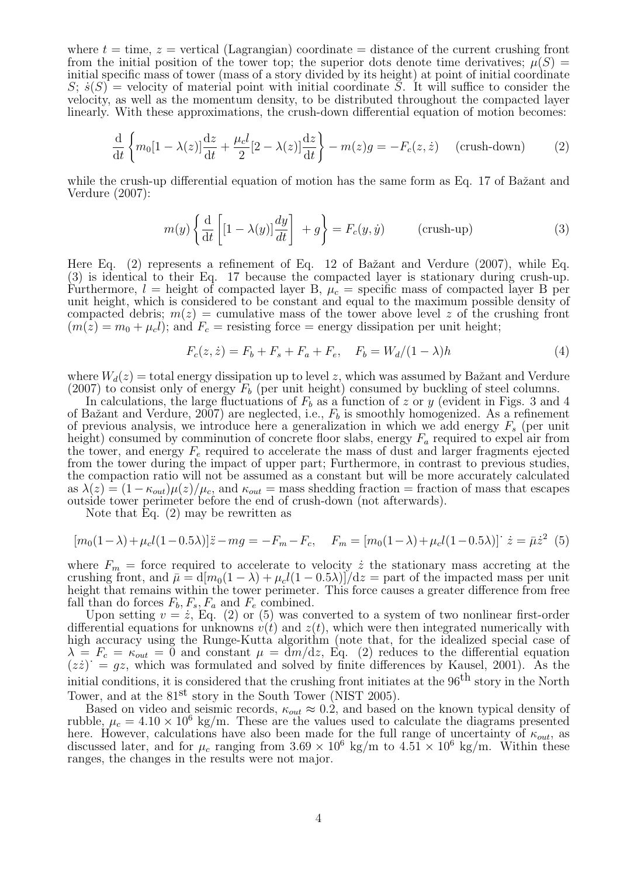where $t$ = time, $z$ = vertical (Lagrangian) coordinate = distance of the current crushing front from the initial position of the tower top; the superior dots denote time derivatives; $\mu(S)$ = initial specific mass of tower (mass of a story divided by its height) at point of initial coordinate $S$; $\dot{s}(S)$ = velocity of material point with initial coordinate $S$. It will suffice to consider the velocity, as well as the momentum density, to be distributed throughout the compacted layer linearly. With these approximations, the crush-down differential equation of motion becomes:

$$\frac{\mathrm{d}}{\mathrm{d}t}\left\{m_0[1-\lambda(z)]\frac{\mathrm{d}z}{\mathrm{d}t}+\frac{\mu_c l}{2}[2-\lambda(z)]\frac{\mathrm{d}z}{\mathrm{d}t}\right\}-m(z)g=-F_c(z,\dot{z}) \quad \text{(crush-down)} \tag{2}$$

while the crush-up differential equation of motion has the same form as Eq. 17 of Bažant and Verdure (2007):

$$m(y)\left\{\frac{\mathrm{d}}{\mathrm{d}t}\left[[1-\lambda(y)]\frac{dy}{dt}\right]+g\right\}=F_c(y,\dot{y}) \qquad \text{(crush-up)} \tag{3}$$

Here Eq. (2) represents a refinement of Eq. 12 of Bažant and Verdure (2007), while Eq. (3) is identical to their Eq. 17 because the compacted layer is stationary during crush-up. Furthermore, $l$ = height of compacted layer B, $\mu_c$ = specific mass of compacted layer B per unit height, which is considered to be constant and equal to the maximum possible density of compacted debris; $m(z)$ = cumulative mass of the tower above level $z$ of the crushing front ($m(z) = m_0 + \mu_c l$); and $F_c$ = resisting force = energy dissipation per unit height;

$$F_c(z,\dot{z}) = F_b + F_s + F_a + F_e, \quad F_b = W_d/(1-\lambda)h \tag{4}$$

where $W_d(z)$ = total energy dissipation up to level $z$, which was assumed by Bažant and Verdure (2007) to consist only of energy $F_b$ (per unit height) consumed by buckling of steel columns.

In calculations, the large fluctuations of $F_b$ as a function of $z$ or $y$ (evident in Figs. 3 and 4 of Bažant and Verdure, 2007) are neglected, i.e., $F_b$ is smoothly homogenized. As a refinement of previous analysis, we introduce here a generalization in which we add energy $F_s$ (per unit height) consumed by comminution of concrete floor slabs, energy $F_a$ required to expel air from the tower, and energy $F_e$ required to accelerate the mass of dust and larger fragments ejected from the tower during the impact of upper part; Furthermore, in contrast to previous studies, the compaction ratio will not be assumed as a constant but will be more accurately calculated as $\lambda(z) = (1-\kappa_{out})\mu(z)/\mu_c$, and $\kappa_{out}$ = mass shedding fraction = fraction of mass that escapes outside tower perimeter before the end of crush-down (not afterwards).

Note that Eq. (2) may be rewritten as

$$[m_0(1-\lambda)+\mu_c l(1-0.5\lambda)]\ddot{z}-mg=-F_m-F_c, \quad F_m=[m_0(1-\lambda)+\mu_c l(1-0.5\lambda)]^{\cdot}\,\dot{z}=\bar{\mu}\dot{z}^2 \tag{5}$$

where $F_m$ = force required to accelerate to velocity $\dot{z}$ the stationary mass accreting at the crushing front, and $\bar{\mu} = \mathrm{d}[m_0(1-\lambda)+\mu_c l(1-0.5\lambda)]/\mathrm{d}z$ = part of the impacted mass per unit height that remains within the tower perimeter. This force causes a greater difference from free fall than do forces $F_b, F_s, F_a$ and $F_e$ combined.

Upon setting $v = \dot{z}$, Eq. (2) or (5) was converted to a system of two nonlinear first-order differential equations for unknowns $v(t)$ and $z(t)$, which were then integrated numerically with high accuracy using the Runge-Kutta algorithm (note that, for the idealized special case of $\lambda = F_c = \kappa_{out} = 0$ and constant $\mu = \mathrm{d}m/\mathrm{d}z$, Eq. (2) reduces to the differential equation $(z\dot{z})^{\cdot} = gz$, which was formulated and solved by finite differences by Kausel, 2001). As the initial conditions, it is considered that the crushing front initiates at the 96$^{\text{th}}$ story in the North Tower, and at the 81$^{\text{st}}$ story in the South Tower (NIST 2005).

Based on video and seismic records, $\kappa_{out} \approx 0.2$, and based on the known typical density of rubble, $\mu_c = 4.10 \times 10^6$ kg/m. These are the values used to calculate the diagrams presented here. However, calculations have also been made for the full range of uncertainty of $\kappa_{out}$, as discussed later, and for $\mu_c$ ranging from $3.69 \times 10^6$ kg/m to $4.51 \times 10^6$ kg/m. Within these ranges, the changes in the results were not major.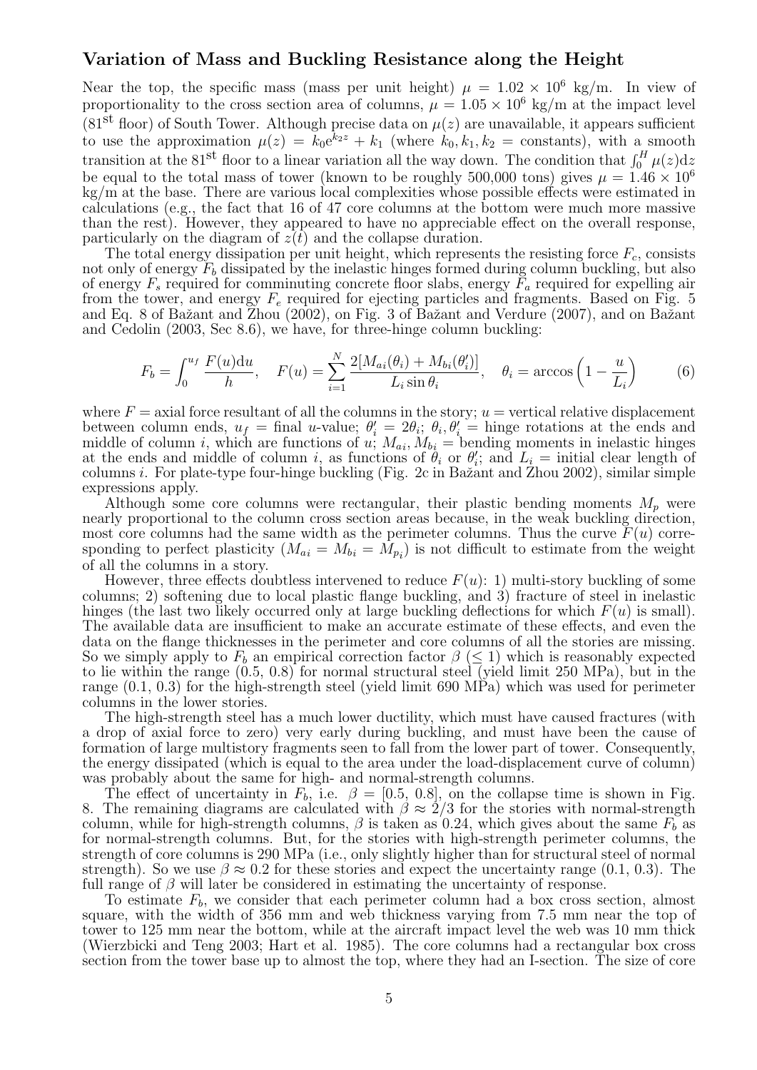## Variation of Mass and Buckling Resistance along the Height

Near the top, the specific mass (mass per unit height) $\mu = 1.02 \times 10^6$ kg/m. In view of proportionality to the cross section area of columns, $\mu = 1.05 \times 10^6$ kg/m at the impact level ($81^{\text{st}}$ floor) of South Tower. Although precise data on $\mu(z)$ are unavailable, it appears sufficient to use the approximation $\mu(z) = k_0 e^{k_2 z} + k_1$ (where $k_0, k_1, k_2$ = constants), with a smooth transition at the $81^{\text{st}}$ floor to a linear variation all the way down. The condition that $\int_0^H \mu(z) \mathrm{d}z$ be equal to the total mass of tower (known to be roughly 500,000 tons) gives $\mu = 1.46 \times 10^6$ kg/m at the base. There are various local complexities whose possible effects were estimated in calculations (e.g., the fact that 16 of 47 core columns at the bottom were much more massive than the rest). However, they appeared to have no appreciable effect on the overall response, particularly on the diagram of $z(t)$ and the collapse duration.

The total energy dissipation per unit height, which represents the resisting force $F_c$, consists not only of energy $F_b$ dissipated by the inelastic hinges formed during column buckling, but also of energy $F_s$ required for comminuting concrete floor slabs, energy $F_a$ required for expelling air from the tower, and energy $F_e$ required for ejecting particles and fragments. Based on Fig. 5 and Eq. 8 of Bažant and Zhou (2002), on Fig. 3 of Bažant and Verdure (2007), and on Bažant and Cedolin (2003, Sec 8.6), we have, for three-hinge column buckling:

$$F_b = \int_0^{u_f} \frac{F(u)\mathrm{d}u}{h}, \quad F(u) = \sum_{i=1}^{N} \frac{2[M_{ai}(\theta_i) + M_{bi}(\theta_i')]}{L_i \sin\theta_i}, \quad \theta_i = \arccos\left(1 - \frac{u}{L_i}\right) \tag{6}$$

where $F$ = axial force resultant of all the columns in the story; $u$ = vertical relative displacement between column ends, $u_f$ = final $u$-value; $\theta_i' = 2\theta_i$; $\theta_i, \theta_i'$ = hinge rotations at the ends and middle of column $i$, which are functions of $u$; $M_{ai}, M_{bi}$ = bending moments in inelastic hinges at the ends and middle of column $i$, as functions of $\theta_i$ or $\theta_i'$; and $L_i$ = initial clear length of columns $i$. For plate-type four-hinge buckling (Fig. 2c in Bažant and Zhou 2002), similar simple expressions apply.

Although some core columns were rectangular, their plastic bending moments $M_p$ were nearly proportional to the column cross section areas because, in the weak buckling direction, most core columns had the same width as the perimeter columns. Thus the curve $F(u)$ corresponding to perfect plasticity ($M_{ai} = M_{bi} = M_{p_i}$) is not difficult to estimate from the weight of all the columns in a story.

However, three effects doubtless intervened to reduce $F(u)$: 1) multi-story buckling of some columns; 2) softening due to local plastic flange buckling, and 3) fracture of steel in inelastic hinges (the last two likely occurred only at large buckling deflections for which $F(u)$ is small). The available data are insufficient to make an accurate estimate of these effects, and even the data on the flange thicknesses in the perimeter and core columns of all the stories are missing. So we simply apply to $F_b$ an empirical correction factor $\beta$ ($\leq 1$) which is reasonably expected to lie within the range (0.5, 0.8) for normal structural steel (yield limit 250 MPa), but in the range (0.1, 0.3) for the high-strength steel (yield limit 690 MPa) which was used for perimeter columns in the lower stories.

The high-strength steel has a much lower ductility, which must have caused fractures (with a drop of axial force to zero) very early during buckling, and must have been the cause of formation of large multistory fragments seen to fall from the lower part of tower. Consequently, the energy dissipated (which is equal to the area under the load-displacement curve of column) was probably about the same for high- and normal-strength columns.

The effect of uncertainty in $F_b$, i.e. $\beta = [0.5, 0.8]$, on the collapse time is shown in Fig. 8. The remaining diagrams are calculated with $\beta \approx 2/3$ for the stories with normal-strength column, while for high-strength columns, $\beta$ is taken as 0.24, which gives about the same $F_b$ as for normal-strength columns. But, for the stories with high-strength perimeter columns, the strength of core columns is 290 MPa (i.e., only slightly higher than for structural steel of normal strength). So we use $\beta \approx 0.2$ for these stories and expect the uncertainty range (0.1, 0.3). The full range of $\beta$ will later be considered in estimating the uncertainty of response.

To estimate $F_b$, we consider that each perimeter column had a box cross section, almost square, with the width of 356 mm and web thickness varying from 7.5 mm near the top of tower to 125 mm near the bottom, while at the aircraft impact level the web was 10 mm thick (Wierzbicki and Teng 2003; Hart et al. 1985). The core columns had a rectangular box cross section from the tower base up to almost the top, where they had an I-section. The size of core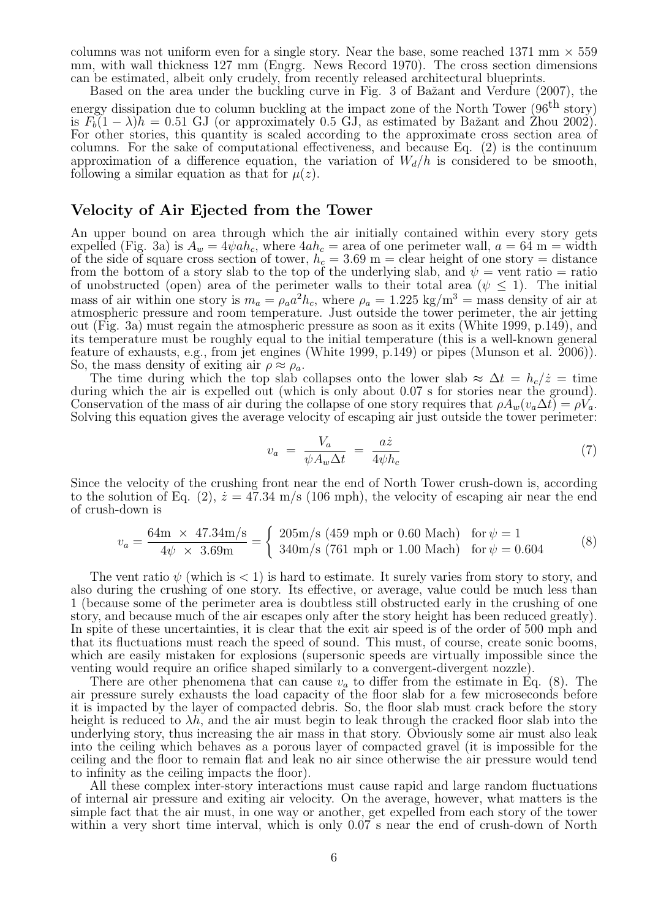columns was not uniform even for a single story. Near the base, some reached 1371 mm × 559 mm, with wall thickness 127 mm (Engrg. News Record 1970). The cross section dimensions can be estimated, albeit only crudely, from recently released architectural blueprints.

Based on the area under the buckling curve in Fig. 3 of Bažant and Verdure (2007), the energy dissipation due to column buckling at the impact zone of the North Tower (96$^{\text{th}}$ story) is $F_b(1-\lambda)h = 0.51$ GJ (or approximately 0.5 GJ, as estimated by Bažant and Zhou 2002). For other stories, this quantity is scaled according to the approximate cross section area of columns. For the sake of computational effectiveness, and because Eq. (2) is the continuum approximation of a difference equation, the variation of $W_d/h$ is considered to be smooth, following a similar equation as that for $\mu(z)$.

## Velocity of Air Ejected from the Tower

An upper bound on area through which the air initially contained within every story gets expelled (Fig. 3a) is $A_w = 4\psi a h_c$, where $4ah_c$ = area of one perimeter wall, $a = 64$ m = width of the side of square cross section of tower, $h_c = 3.69$ m = clear height of one story = distance from the bottom of a story slab to the top of the underlying slab, and $\psi$ = vent ratio = ratio of unobstructed (open) area of the perimeter walls to their total area ($\psi \leq 1$). The initial mass of air within one story is $m_a = \rho_a a^2 h_c$, where $\rho_a = 1.225$ kg/m$^3$ = mass density of air at atmospheric pressure and room temperature. Just outside the tower perimeter, the air jetting out (Fig. 3a) must regain the atmospheric pressure as soon as it exits (White 1999, p.149), and its temperature must be roughly equal to the initial temperature (this is a well-known general feature of exhausts, e.g., from jet engines (White 1999, p.149) or pipes (Munson et al. 2006)). So, the mass density of exiting air $\rho \approx \rho_a$.

The time during which the top slab collapses onto the lower slab $\approx \Delta t = h_c/\dot{z}$ = time during which the air is expelled out (which is only about 0.07 s for stories near the ground). Conservation of the mass of air during the collapse of one story requires that $\rho A_w(v_a \Delta t) = \rho V_a$. Solving this equation gives the average velocity of escaping air just outside the tower perimeter:

$$v_a = \frac{V_a}{\psi A_w \Delta t} = \frac{a\dot{z}}{4\psi h_c} \tag{7}$$

Since the velocity of the crushing front near the end of North Tower crush-down is, according to the solution of Eq. (2), $\dot{z} = 47.34$ m/s (106 mph), the velocity of escaping air near the end of crush-down is

$$v_a = \frac{64\text{m} \times 47.34\text{m/s}}{4\psi \times 3.69\text{m}} = \begin{cases} 205\text{m/s (459 mph or 0.60 Mach)} & \text{for } \psi = 1 \\ 340\text{m/s (761 mph or 1.00 Mach)} & \text{for } \psi = 0.604 \end{cases} \tag{8}$$

The vent ratio $\psi$ (which is $< 1$) is hard to estimate. It surely varies from story to story, and also during the crushing of one story. Its effective, or average, value could be much less than 1 (because some of the perimeter area is doubtless still obstructed early in the crushing of one story, and because much of the air escapes only after the story height has been reduced greatly). In spite of these uncertainties, it is clear that the exit air speed is of the order of 500 mph and that its fluctuations must reach the speed of sound. This must, of course, create sonic booms, which are easily mistaken for explosions (supersonic speeds are virtually impossible since the venting would require an orifice shaped similarly to a convergent-divergent nozzle).

There are other phenomena that can cause $v_a$ to differ from the estimate in Eq. (8). The air pressure surely exhausts the load capacity of the floor slab for a few microseconds before it is impacted by the layer of compacted debris. So, the floor slab must crack before the story height is reduced to $\lambda h$, and the air must begin to leak through the cracked floor slab into the underlying story, thus increasing the air mass in that story. Obviously some air must also leak into the ceiling which behaves as a porous layer of compacted gravel (it is impossible for the ceiling and the floor to remain flat and leak no air since otherwise the air pressure would tend to infinity as the ceiling impacts the floor).

All these complex inter-story interactions must cause rapid and large random fluctuations of internal air pressure and exiting air velocity. On the average, however, what matters is the simple fact that the air must, in one way or another, get expelled from each story of the tower within a very short time interval, which is only 0.07 s near the end of crush-down of North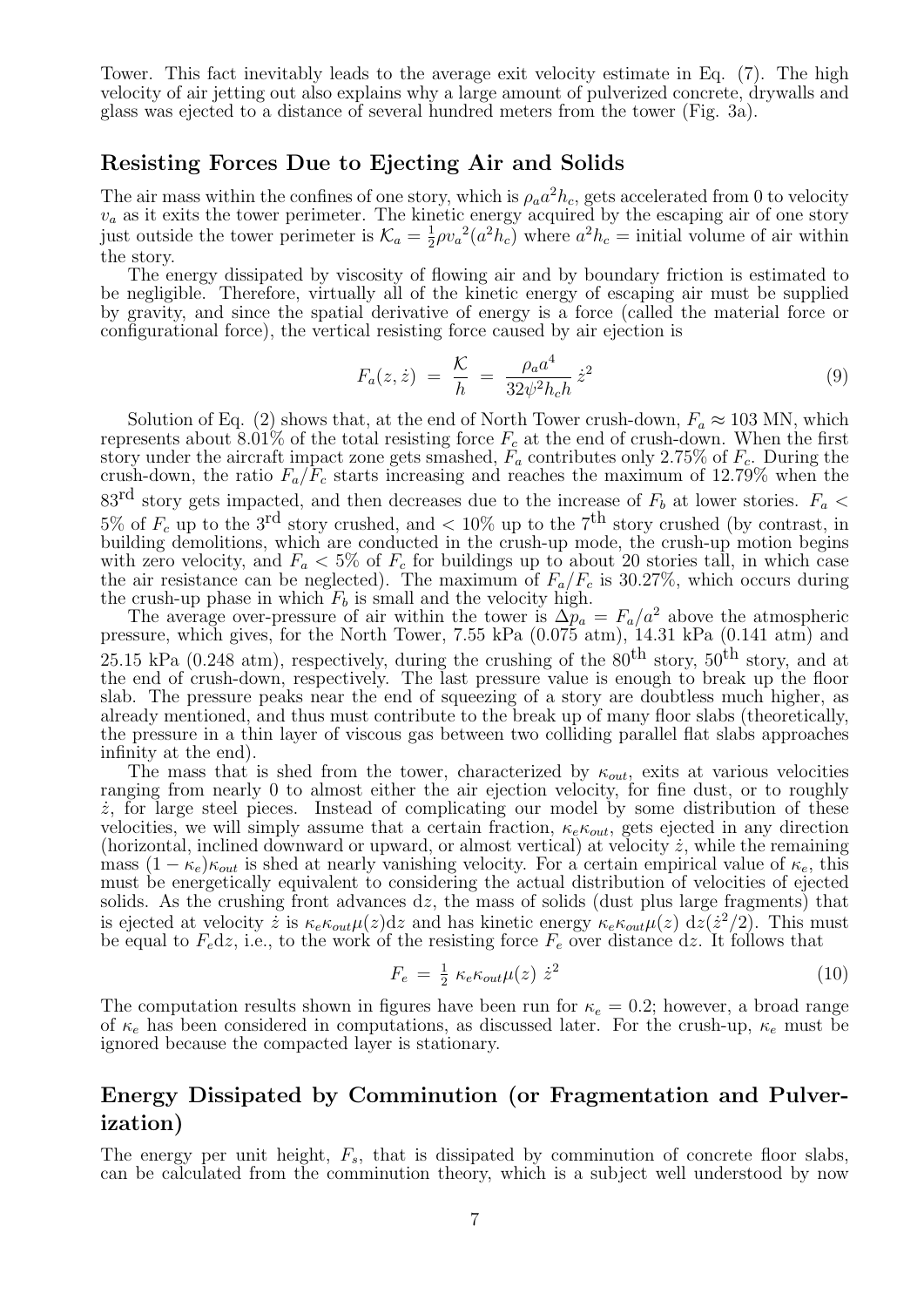Tower. This fact inevitably leads to the average exit velocity estimate in Eq. (7). The high velocity of air jetting out also explains why a large amount of pulverized concrete, drywalls and glass was ejected to a distance of several hundred meters from the tower (Fig. 3a).

## Resisting Forces Due to Ejecting Air and Solids

The air mass within the confines of one story, which is $\rho_a a^2 h_c$, gets accelerated from 0 to velocity $v_a$ as it exits the tower perimeter. The kinetic energy acquired by the escaping air of one story just outside the tower perimeter is $\mathcal{K}_a = \frac{1}{2}\rho {v_a}^2 (a^2 h_c)$ where $a^2 h_c$ = initial volume of air within the story.

The energy dissipated by viscosity of flowing air and by boundary friction is estimated to be negligible. Therefore, virtually all of the kinetic energy of escaping air must be supplied by gravity, and since the spatial derivative of energy is a force (called the material force or configurational force), the vertical resisting force caused by air ejection is

$$F_a(z, \dot{z}) \;=\; \frac{\mathcal{K}}{h} \;=\; \frac{\rho_a a^4}{32\psi^2 h_c h}\, \dot{z}^2 \tag{9}$$

Solution of Eq. (2) shows that, at the end of North Tower crush-down, $F_a \approx 103$ MN, which represents about 8.01% of the total resisting force $F_c$ at the end of crush-down. When the first story under the aircraft impact zone gets smashed, $F_a$ contributes only 2.75% of $F_c$. During the crush-down, the ratio $F_a/F_c$ starts increasing and reaches the maximum of 12.79% when the 83$^{\text{rd}}$ story gets impacted, and then decreases due to the increase of $F_b$ at lower stories. $F_a <$ 5% of $F_c$ up to the 3$^{\text{rd}}$ story crushed, and $<$ 10% up to the 7$^{\text{th}}$ story crushed (by contrast, in building demolitions, which are conducted in the crush-up mode, the crush-up motion begins with zero velocity, and $F_a <$ 5% of $F_c$ for buildings up to about 20 stories tall, in which case the air resistance can be neglected). The maximum of $F_a/F_c$ is 30.27%, which occurs during the crush-up phase in which $F_b$ is small and the velocity high.

The average over-pressure of air within the tower is $\Delta p_a = F_a/a^2$ above the atmospheric pressure, which gives, for the North Tower, 7.55 kPa (0.075 atm), 14.31 kPa (0.141 atm) and 25.15 kPa (0.248 atm), respectively, during the crushing of the 80$^{\text{th}}$ story, 50$^{\text{th}}$ story, and at the end of crush-down, respectively. The last pressure value is enough to break up the floor slab. The pressure peaks near the end of squeezing of a story are doubtless much higher, as already mentioned, and thus must contribute to the break up of many floor slabs (theoretically, the pressure in a thin layer of viscous gas between two colliding parallel flat slabs approaches infinity at the end).

The mass that is shed from the tower, characterized by $\kappa_{out}$, exits at various velocities ranging from nearly 0 to almost either the air ejection velocity, for fine dust, or to roughly $\dot{z}$, for large steel pieces. Instead of complicating our model by some distribution of these velocities, we will simply assume that a certain fraction, $\kappa_e \kappa_{out}$, gets ejected in any direction (horizontal, inclined downward or upward, or almost vertical) at velocity $\dot{z}$, while the remaining mass $(1 - \kappa_e)\kappa_{out}$ is shed at nearly vanishing velocity. For a certain empirical value of $\kappa_e$, this must be energetically equivalent to considering the actual distribution of velocities of ejected solids. As the crushing front advances d$z$, the mass of solids (dust plus large fragments) that is ejected at velocity $\dot{z}$ is $\kappa_e \kappa_{out} \mu(z) \mathrm{d}z$ and has kinetic energy $\kappa_e \kappa_{out} \mu(z)\, \mathrm{d}z(\dot{z}^2/2)$. This must be equal to $F_e \mathrm{d}z$, i.e., to the work of the resisting force $F_e$ over distance d$z$. It follows that

$$F_e \;=\; \tfrac{1}{2}\, \kappa_e \kappa_{out} \mu(z)\; \dot{z}^2 \tag{10}$$

The computation results shown in figures have been run for $\kappa_e = 0.2$; however, a broad range of $\kappa_e$ has been considered in computations, as discussed later. For the crush-up, $\kappa_e$ must be ignored because the compacted layer is stationary.

## Energy Dissipated by Comminution (or Fragmentation and Pulverization)

The energy per unit height, $F_s$, that is dissipated by comminution of concrete floor slabs, can be calculated from the comminution theory, which is a subject well understood by now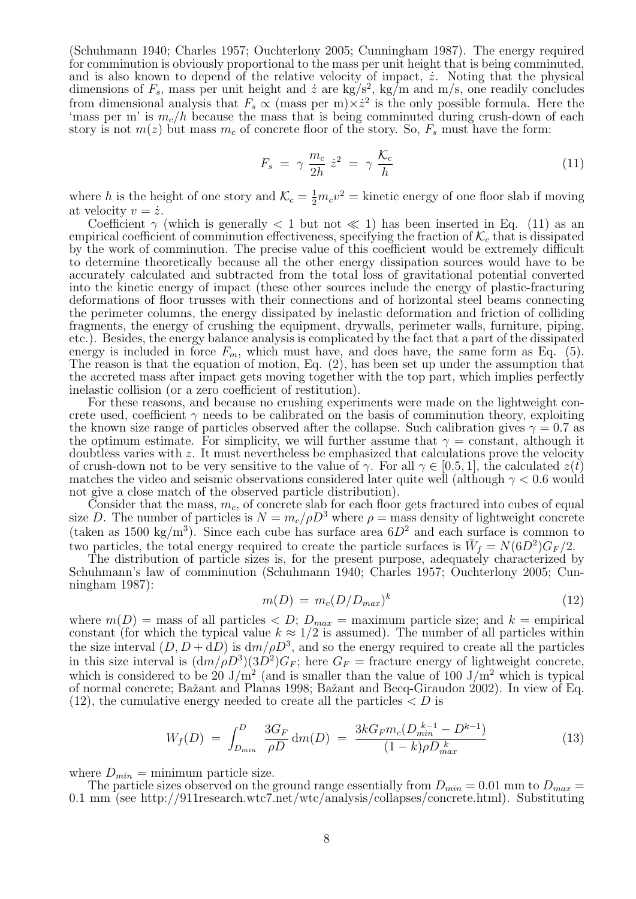(Schuhmann 1940; Charles 1957; Ouchterlony 2005; Cunningham 1987). The energy required for comminution is obviously proportional to the mass per unit height that is being comminuted, and is also known to depend of the relative velocity of impact, $\dot{z}$. Noting that the physical dimensions of $F_s$, mass per unit height and $\dot{z}$ are kg/s$^2$, kg/m and m/s, one readily concludes from dimensional analysis that $F_s \propto$ (mass per m)$\times \dot{z}^2$ is the only possible formula. Here the 'mass per m' is $m_c/h$ because the mass that is being comminuted during crush-down of each story is not $m(z)$ but mass $m_c$ of concrete floor of the story. So, $F_s$ must have the form:

$$F_s \;=\; \gamma \,\frac{m_c}{2h}\,\dot{z}^2 \;=\; \gamma\,\frac{\mathcal{K}_c}{h} \tag{11}$$

where $h$ is the height of one story and $\mathcal{K}_c = \frac{1}{2} m_c v^2$ = kinetic energy of one floor slab if moving at velocity $v = \dot{z}$.

Coefficient $\gamma$ (which is generally $< 1$ but not $\ll 1$) has been inserted in Eq. (11) as an empirical coefficient of comminution effectiveness, specifying the fraction of $\mathcal{K}_c$ that is dissipated by the work of comminution. The precise value of this coefficient would be extremely difficult to determine theoretically because all the other energy dissipation sources would have to be accurately calculated and subtracted from the total loss of gravitational potential converted into the kinetic energy of impact (these other sources include the energy of plastic-fracturing deformations of floor trusses with their connections and of horizontal steel beams connecting the perimeter columns, the energy dissipated by inelastic deformation and friction of colliding fragments, the energy of crushing the equipment, drywalls, perimeter walls, furniture, piping, etc.). Besides, the energy balance analysis is complicated by the fact that a part of the dissipated energy is included in force $F_m$, which must have, and does have, the same form as Eq. (5). The reason is that the equation of motion, Eq. (2), has been set up under the assumption that the accreted mass after impact gets moving together with the top part, which implies perfectly inelastic collision (or a zero coefficient of restitution).

For these reasons, and because no crushing experiments were made on the lightweight concrete used, coefficient $\gamma$ needs to be calibrated on the basis of comminution theory, exploiting the known size range of particles observed after the collapse. Such calibration gives $\gamma = 0.7$ as the optimum estimate. For simplicity, we will further assume that $\gamma$ = constant, although it doubtless varies with $z$. It must nevertheless be emphasized that calculations prove the velocity of crush-down not to be very sensitive to the value of $\gamma$. For all $\gamma \in [0.5, 1]$, the calculated $z(t)$ matches the video and seismic observations considered later quite well (although $\gamma < 0.6$ would not give a close match of the observed particle distribution).

Consider that the mass, $m_c$, of concrete slab for each floor gets fractured into cubes of equal size $D$. The number of particles is $N = m_c/\rho D^3$ where $\rho$ = mass density of lightweight concrete (taken as 1500 kg/m$^3$). Since each cube has surface area $6D^2$ and each surface is common to two particles, the total energy required to create the particle surfaces is $\bar{W}_f = N(6D^2)G_F/2$.

The distribution of particle sizes is, for the present purpose, adequately characterized by Schuhmann's law of comminution (Schuhmann 1940; Charles 1957; Ouchterlony 2005; Cunningham 1987):

$$m(D) \;=\; m_c (D/D_{max})^k \tag{12}$$

where $m(D)$ = mass of all particles $< D$; $D_{max}$ = maximum particle size; and $k$ = empirical constant (for which the typical value $k \approx 1/2$ is assumed). The number of all particles within the size interval $(D, D + \mathrm{d}D)$ is $\mathrm{d}m/\rho D^3$, and so the energy required to create all the particles in this size interval is $(\mathrm{d}m/\rho D^3)(3D^2)G_F$; here $G_F$ = fracture energy of lightweight concrete, which is considered to be 20 J/m$^2$ (and is smaller than the value of 100 J/m$^2$ which is typical of normal concrete; Bažant and Planas 1998; Bažant and Becq-Giraudon 2002). In view of Eq. (12), the cumulative energy needed to create all the particles $< D$ is

$$W_f(D) \;=\; \int_{D_{min}}^{D} \frac{3G_F}{\rho D}\,\mathrm{d}m(D) \;=\; \frac{3kG_F m_c (D_{min}^{\,k-1} - D^{k-1})}{(1-k)\rho D_{max}^{\,k}} \tag{13}$$

where $D_{min}$ = minimum particle size.

The particle sizes observed on the ground range essentially from $D_{min}$ = 0.01 mm to $D_{max}$ = 0.1 mm (see http://911research.wtc7.net/wtc/analysis/collapses/concrete.html). Substituting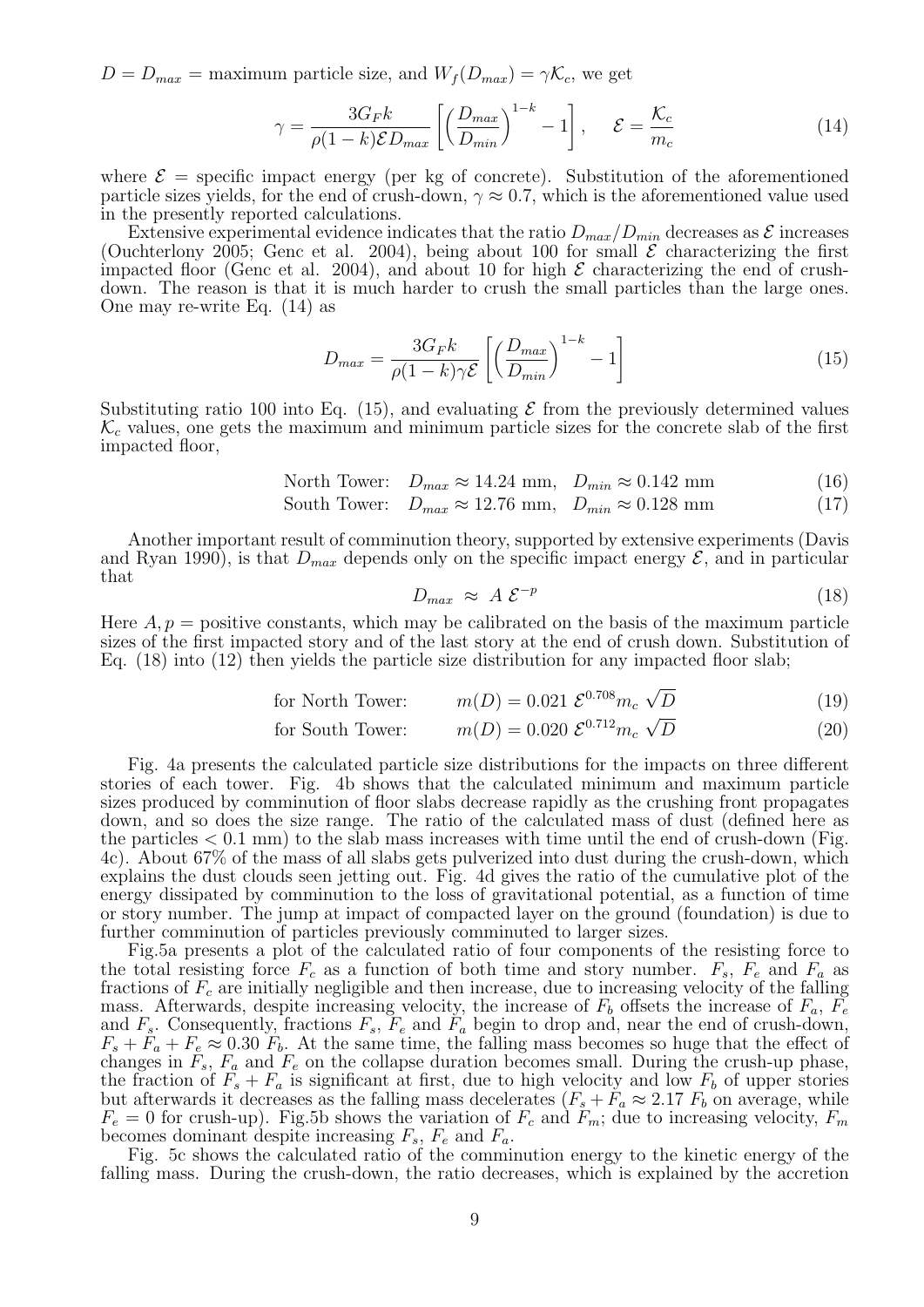$D = D_{max}$ = maximum particle size, and $W_f(D_{max}) = \gamma \mathcal{K}_c$, we get

$$\gamma = \frac{3G_F k}{\rho(1-k)\mathcal{E} D_{max}} \left[ \left( \frac{D_{max}}{D_{min}} \right)^{1-k} - 1 \right], \quad \mathcal{E} = \frac{\mathcal{K}_c}{m_c} \tag{14}$$

where $\mathcal{E}$ = specific impact energy (per kg of concrete). Substitution of the aforementioned particle sizes yields, for the end of crush-down, $\gamma \approx 0.7$, which is the aforementioned value used in the presently reported calculations.

Extensive experimental evidence indicates that the ratio $D_{max}/D_{min}$ decreases as $\mathcal{E}$ increases (Ouchterlony 2005; Genc et al. 2004), being about 100 for small $\mathcal{E}$ characterizing the first impacted floor (Genc et al. 2004), and about 10 for high $\mathcal{E}$ characterizing the end of crush-down. The reason is that it is much harder to crush the small particles than the large ones. One may re-write Eq. (14) as

$$D_{max} = \frac{3G_F k}{\rho(1-k)\gamma \mathcal{E}} \left[ \left( \frac{D_{max}}{D_{min}} \right)^{1-k} - 1 \right] \tag{15}$$

Substituting ratio 100 into Eq. (15), and evaluating $\mathcal{E}$ from the previously determined values $\mathcal{K}_c$ values, one gets the maximum and minimum particle sizes for the concrete slab of the first impacted floor,

$$\text{North Tower:} \quad D_{max} \approx 14.24 \text{ mm}, \quad D_{min} \approx 0.142 \text{ mm} \tag{16}$$

$$\text{South Tower:} \quad D_{max} \approx 12.76 \text{ mm}, \quad D_{min} \approx 0.128 \text{ mm} \tag{17}$$

Another important result of comminution theory, supported by extensive experiments (Davis and Ryan 1990), is that $D_{max}$ depends only on the specific impact energy $\mathcal{E}$, and in particular that

$$D_{max} \approx A \, \mathcal{E}^{-p} \tag{18}$$

Here $A, p$ = positive constants, which may be calibrated on the basis of the maximum particle sizes of the first impacted story and of the last story at the end of crush down. Substitution of Eq. (18) into (12) then yields the particle size distribution for any impacted floor slab;

$$\text{for North Tower:} \qquad m(D) = 0.021 \, \mathcal{E}^{0.708} m_c \sqrt{D} \tag{19}$$

$$\text{for South Tower:} \qquad m(D) = 0.020 \, \mathcal{E}^{0.712} m_c \sqrt{D} \tag{20}$$

Fig. 4a presents the calculated particle size distributions for the impacts on three different stories of each tower. Fig. 4b shows that the calculated minimum and maximum particle sizes produced by comminution of floor slabs decrease rapidly as the crushing front propagates down, and so does the size range. The ratio of the calculated mass of dust (defined here as the particles $< 0.1$ mm) to the slab mass increases with time until the end of crush-down (Fig. 4c). About 67% of the mass of all slabs gets pulverized into dust during the crush-down, which explains the dust clouds seen jetting out. Fig. 4d gives the ratio of the cumulative plot of the energy dissipated by comminution to the loss of gravitational potential, as a function of time or story number. The jump at impact of compacted layer on the ground (foundation) is due to further comminution of particles previously comminuted to larger sizes.

Fig.5a presents a plot of the calculated ratio of four components of the resisting force to the total resisting force $F_c$ as a function of both time and story number. $F_s$, $F_e$ and $F_a$ as fractions of $F_c$ are initially negligible and then increase, due to increasing velocity of the falling mass. Afterwards, despite increasing velocity, the increase of $F_b$ offsets the increase of $F_a$, $F_e$ and $F_s$. Consequently, fractions $F_s$, $F_e$ and $F_a$ begin to drop and, near the end of crush-down, $F_s + F_a + F_e \approx 0.30 \, F_b$. At the same time, the falling mass becomes so huge that the effect of changes in $F_s$, $F_a$ and $F_e$ on the collapse duration becomes small. During the crush-up phase, the fraction of $F_s + F_a$ is significant at first, due to high velocity and low $F_b$ of upper stories but afterwards it decreases as the falling mass decelerates ($F_s + F_a \approx 2.17 \, F_b$ on average, while $F_e = 0$ for crush-up). Fig.5b shows the variation of $F_c$ and $F_m$; due to increasing velocity, $F_m$ becomes dominant despite increasing $F_s$, $F_e$ and $F_a$.

Fig. 5c shows the calculated ratio of the comminution energy to the kinetic energy of the falling mass. During the crush-down, the ratio decreases, which is explained by the accretion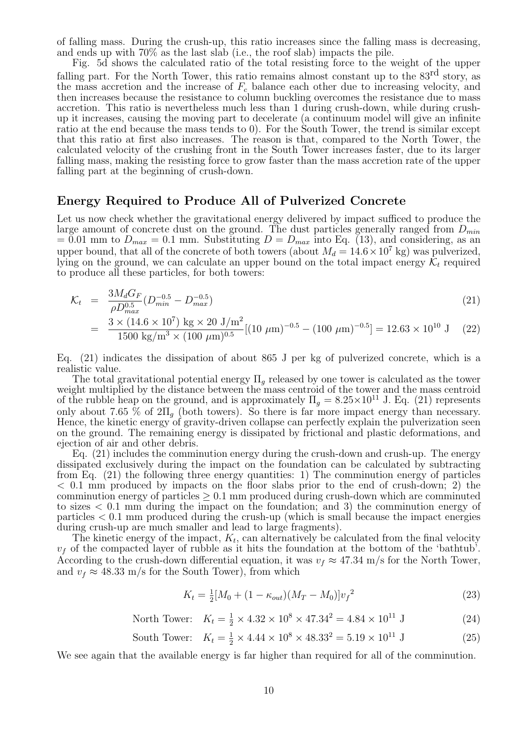of falling mass. During the crush-up, this ratio increases since the falling mass is decreasing, and ends up with 70% as the last slab (i.e., the roof slab) impacts the pile.

Fig. 5d shows the calculated ratio of the total resisting force to the weight of the upper falling part. For the North Tower, this ratio remains almost constant up to the 83[rd] story, as the mass accretion and the increase of $F_c$ balance each other due to increasing velocity, and then increases because the resistance to column buckling overcomes the resistance due to mass accretion. This ratio is nevertheless much less than 1 during crush-down, while during crush-up it increases, causing the moving part to decelerate (a continuum model will give an infinite ratio at the end because the mass tends to 0). For the South Tower, the trend is similar except that this ratio at first also increases. The reason is that, compared to the North Tower, the calculated velocity of the crushing front in the South Tower increases faster, due to its larger falling mass, making the resisting force to grow faster than the mass accretion rate of the upper falling part at the beginning of crush-down.

## Energy Required to Produce All of Pulverized Concrete

Let us now check whether the gravitational energy delivered by impact sufficed to produce the large amount of concrete dust on the ground. The dust particles generally ranged from $D_{min}$ = 0.01 mm to $D_{max}$ = 0.1 mm. Substituting $D = D_{max}$ into Eq. (13), and considering, as an upper bound, that all of the concrete of both towers (about $M_d = 14.6 \times 10^7$ kg) was pulverized, lying on the ground, we can calculate an upper bound on the total impact energy $\mathcal{K}_t$ required to produce all these particles, for both towers:

$$\mathcal{K}_t = \frac{3 M_d G_F}{\rho D_{max}^{0.5}} (D_{min}^{-0.5} - D_{max}^{-0.5}) \tag{21}$$

$$= \frac{3 \times (14.6 \times 10^7) \text{ kg} \times 20 \text{ J/m}^2}{1500 \text{ kg/m}^3 \times (100 \ \mu\text{m})^{0.5}} [(10 \ \mu\text{m})^{-0.5} - (100 \ \mu\text{m})^{-0.5}] = 12.63 \times 10^{10} \text{ J} \tag{22}$$

Eq. (21) indicates the dissipation of about 865 J per kg of pulverized concrete, which is a realistic value.

The total gravitational potential energy $\Pi_g$ released by one tower is calculated as the tower weight multiplied by the distance between the mass centroid of the tower and the mass centroid of the rubble heap on the ground, and is approximately $\Pi_g = 8.25 \times 10^{11}$ J. Eq. (21) represents only about 7.65 % of $2\Pi_g$ (both towers). So there is far more impact energy than necessary. Hence, the kinetic energy of gravity-driven collapse can perfectly explain the pulverization seen on the ground. The remaining energy is dissipated by frictional and plastic deformations, and ejection of air and other debris.

Eq. (21) includes the comminution energy during the crush-down and crush-up. The energy dissipated exclusively during the impact on the foundation can be calculated by subtracting from Eq. (21) the following three energy quantities: 1) The comminution energy of particles $<$ 0.1 mm produced by impacts on the floor slabs prior to the end of crush-down; 2) the comminution energy of particles $\geq$ 0.1 mm produced during crush-down which are comminuted to sizes $<$ 0.1 mm during the impact on the foundation; and 3) the comminution energy of particles $<$ 0.1 mm produced during the crush-up (which is small because the impact energies during crush-up are much smaller and lead to large fragments).

The kinetic energy of the impact, $K_t$, can alternatively be calculated from the final velocity $v_f$ of the compacted layer of rubble as it hits the foundation at the bottom of the 'bathtub'. According to the crush-down differential equation, it was $v_f \approx 47.34$ m/s for the North Tower, and $v_f \approx 48.33$ m/s for the South Tower), from which

$$K_t = \tfrac{1}{2}[M_0 + (1 - \kappa_{out})(M_T - M_0)] {v_f}^2 \tag{23}$$

$$\text{North Tower:} \quad K_t = \tfrac{1}{2} \times 4.32 \times 10^8 \times 47.34^2 = 4.84 \times 10^{11} \text{ J} \tag{24}$$

$$\text{South Tower:} \quad K_t = \tfrac{1}{2} \times 4.44 \times 10^8 \times 48.33^2 = 5.19 \times 10^{11} \text{ J} \tag{25}$$

We see again that the available energy is far higher than required for all of the comminution.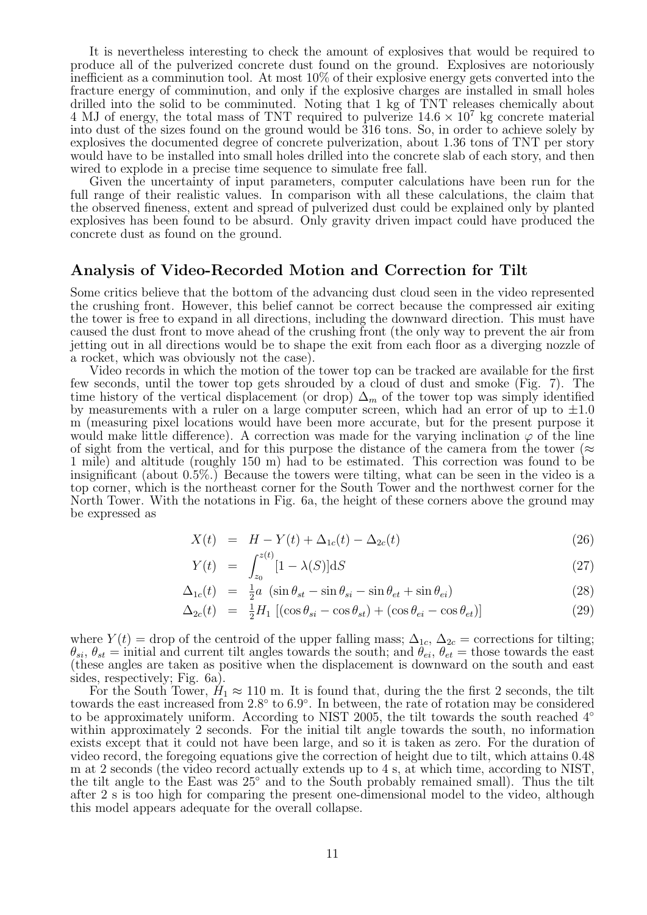It is nevertheless interesting to check the amount of explosives that would be required to produce all of the pulverized concrete dust found on the ground. Explosives are notoriously inefficient as a comminution tool. At most 10% of their explosive energy gets converted into the fracture energy of comminution, and only if the explosive charges are installed in small holes drilled into the solid to be comminuted. Noting that 1 kg of TNT releases chemically about 4 MJ of energy, the total mass of TNT required to pulverize $14.6 \times 10^7$ kg concrete material into dust of the sizes found on the ground would be 316 tons. So, in order to achieve solely by explosives the documented degree of concrete pulverization, about 1.36 tons of TNT per story would have to be installed into small holes drilled into the concrete slab of each story, and then wired to explode in a precise time sequence to simulate free fall.

Given the uncertainty of input parameters, computer calculations have been run for the full range of their realistic values. In comparison with all these calculations, the claim that the observed fineness, extent and spread of pulverized dust could be explained only by planted explosives has been found to be absurd. Only gravity driven impact could have produced the concrete dust as found on the ground.

## Analysis of Video-Recorded Motion and Correction for Tilt

Some critics believe that the bottom of the advancing dust cloud seen in the video represented the crushing front. However, this belief cannot be correct because the compressed air exiting the tower is free to expand in all directions, including the downward direction. This must have caused the dust front to move ahead of the crushing front (the only way to prevent the air from jetting out in all directions would be to shape the exit from each floor as a diverging nozzle of a rocket, which was obviously not the case).

Video records in which the motion of the tower top can be tracked are available for the first few seconds, until the tower top gets shrouded by a cloud of dust and smoke (Fig. 7). The time history of the vertical displacement (or drop) $\Delta_m$ of the tower top was simply identified by measurements with a ruler on a large computer screen, which had an error of up to $\pm 1.0$ m (measuring pixel locations would have been more accurate, but for the present purpose it would make little difference). A correction was made for the varying inclination $\varphi$ of the line of sight from the vertical, and for this purpose the distance of the camera from the tower ($\approx$ 1 mile) and altitude (roughly 150 m) had to be estimated. This correction was found to be insignificant (about 0.5%.) Because the towers were tilting, what can be seen in the video is a top corner, which is the northeast corner for the South Tower and the northwest corner for the North Tower. With the notations in Fig. 6a, the height of these corners above the ground may be expressed as

$$X(t) = H - Y(t) + \Delta_{1c}(t) - \Delta_{2c}(t) \tag{26}$$

$$Y(t) = \int_{z_0}^{z(t)} [1 - \lambda(S)] \mathrm{d}S \tag{27}$$

$$\Delta_{1c}(t) = \tfrac{1}{2} a \ (\sin\theta_{st} - \sin\theta_{si} - \sin\theta_{et} + \sin\theta_{ei}) \tag{28}$$

$$\Delta_{2c}(t) = \tfrac{1}{2} H_1 \ [(\cos\theta_{si} - \cos\theta_{st}) + (\cos\theta_{ei} - \cos\theta_{et})] \tag{29}$$

where $Y(t)$ = drop of the centroid of the upper falling mass; $\Delta_{1c}$, $\Delta_{2c}$ = corrections for tilting; $\theta_{si}$, $\theta_{st}$ = initial and current tilt angles towards the south; and $\theta_{ei}$, $\theta_{et}$ = those towards the east (these angles are taken as positive when the displacement is downward on the south and east sides, respectively; Fig. 6a).

For the South Tower, $H_1 \approx 110$ m. It is found that, during the the first 2 seconds, the tilt towards the east increased from 2.8° to 6.9°. In between, the rate of rotation may be considered to be approximately uniform. According to NIST 2005, the tilt towards the south reached 4° within approximately 2 seconds. For the initial tilt angle towards the south, no information exists except that it could not have been large, and so it is taken as zero. For the duration of video record, the foregoing equations give the correction of height due to tilt, which attains 0.48 m at 2 seconds (the video record actually extends up to 4 s, at which time, according to NIST, the tilt angle to the East was 25° and to the South probably remained small). Thus the tilt after 2 s is too high for comparing the present one-dimensional model to the video, although this model appears adequate for the overall collapse.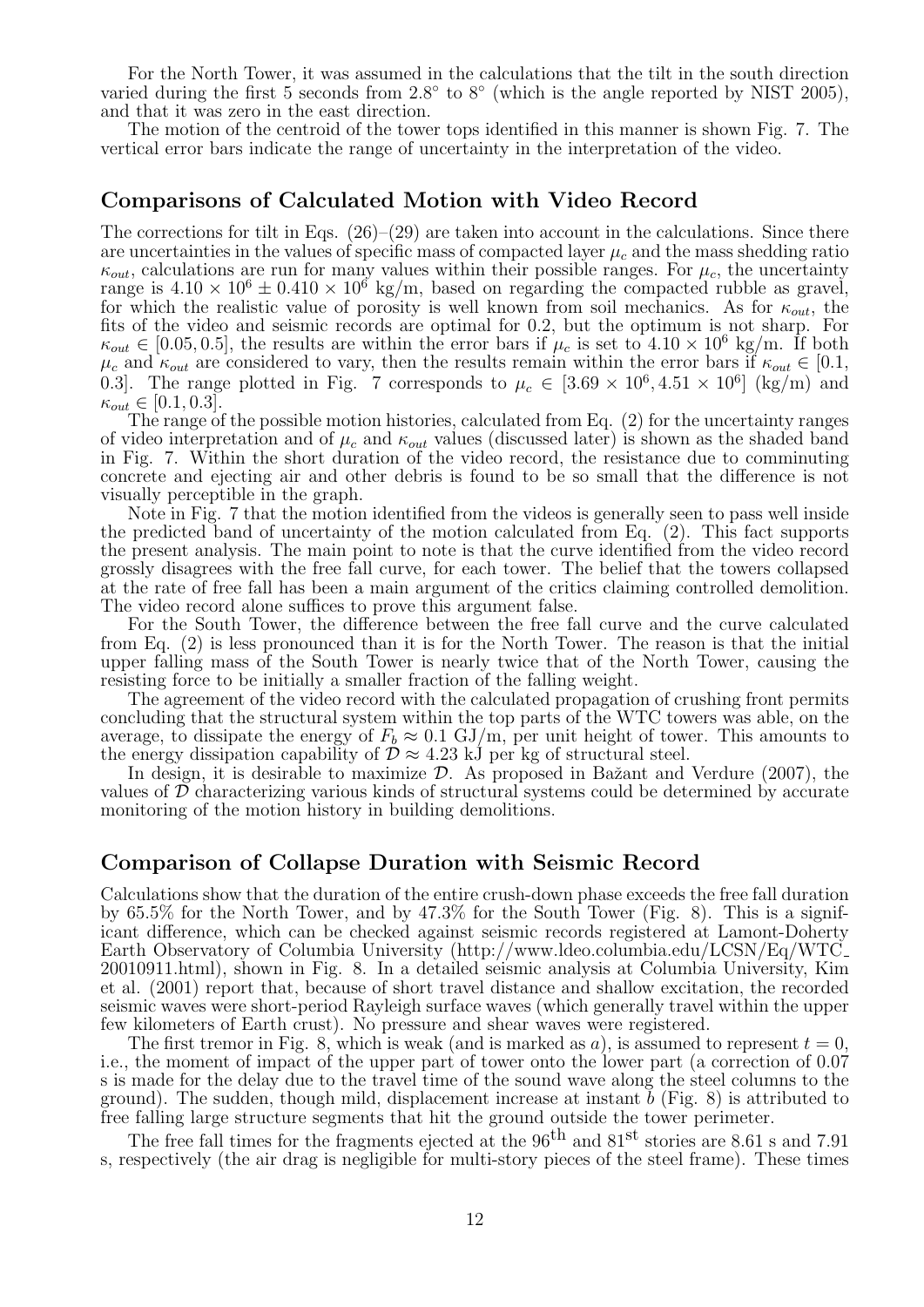For the North Tower, it was assumed in the calculations that the tilt in the south direction varied during the first 5 seconds from 2.8° to 8° (which is the angle reported by NIST 2005), and that it was zero in the east direction.

The motion of the centroid of the tower tops identified in this manner is shown Fig. 7. The vertical error bars indicate the range of uncertainty in the interpretation of the video.

## Comparisons of Calculated Motion with Video Record

The corrections for tilt in Eqs. (26)–(29) are taken into account in the calculations. Since there are uncertainties in the values of specific mass of compacted layer $\mu_c$ and the mass shedding ratio $\kappa_{out}$, calculations are run for many values within their possible ranges. For $\mu_c$, the uncertainty range is $4.10 \times 10^6 \pm 0.410 \times 10^6$ kg/m, based on regarding the compacted rubble as gravel, for which the realistic value of porosity is well known from soil mechanics. As for $\kappa_{out}$, the fits of the video and seismic records are optimal for 0.2, but the optimum is not sharp. For $\kappa_{out} \in [0.05, 0.5]$, the results are within the error bars if $\mu_c$ is set to $4.10 \times 10^6$ kg/m. If both $\mu_c$ and $\kappa_{out}$ are considered to vary, then the results remain within the error bars if $\kappa_{out} \in [0.1, 0.3]$. The range plotted in Fig. 7 corresponds to $\mu_c \in [3.69 \times 10^6, 4.51 \times 10^6]$ (kg/m) and $\kappa_{out} \in [0.1, 0.3]$.

The range of the possible motion histories, calculated from Eq. (2) for the uncertainty ranges of video interpretation and of $\mu_c$ and $\kappa_{out}$ values (discussed later) is shown as the shaded band in Fig. 7. Within the short duration of the video record, the resistance due to comminuting concrete and ejecting air and other debris is found to be so small that the difference is not visually perceptible in the graph.

Note in Fig. 7 that the motion identified from the videos is generally seen to pass well inside the predicted band of uncertainty of the motion calculated from Eq. (2). This fact supports the present analysis. The main point to note is that the curve identified from the video record grossly disagrees with the free fall curve, for each tower. The belief that the towers collapsed at the rate of free fall has been a main argument of the critics claiming controlled demolition. The video record alone suffices to prove this argument false.

For the South Tower, the difference between the free fall curve and the curve calculated from Eq. (2) is less pronounced than it is for the North Tower. The reason is that the initial upper falling mass of the South Tower is nearly twice that of the North Tower, causing the resisting force to be initially a smaller fraction of the falling weight.

The agreement of the video record with the calculated propagation of crushing front permits concluding that the structural system within the top parts of the WTC towers was able, on the average, to dissipate the energy of $F_b \approx 0.1$ GJ/m, per unit height of tower. This amounts to the energy dissipation capability of $\mathcal{D} \approx 4.23$ kJ per kg of structural steel.

In design, it is desirable to maximize $\mathcal{D}$. As proposed in Bažant and Verdure (2007), the values of $\mathcal{D}$ characterizing various kinds of structural systems could be determined by accurate monitoring of the motion history in building demolitions.

## Comparison of Collapse Duration with Seismic Record

Calculations show that the duration of the entire crush-down phase exceeds the free fall duration by 65.5% for the North Tower, and by 47.3% for the South Tower (Fig. 8). This is a significant difference, which can be checked against seismic records registered at Lamont-Doherty Earth Observatory of Columbia University (http://www.ldeo.columbia.edu/LCSN/Eq/WTC_20010911.html), shown in Fig. 8. In a detailed seismic analysis at Columbia University, Kim et al. (2001) report that, because of short travel distance and shallow excitation, the recorded seismic waves were short-period Rayleigh surface waves (which generally travel within the upper few kilometers of Earth crust). No pressure and shear waves were registered.

The first tremor in Fig. 8, which is weak (and is marked as $a$), is assumed to represent $t = 0$, i.e., the moment of impact of the upper part of tower onto the lower part (a correction of 0.07 s is made for the delay due to the travel time of the sound wave along the steel columns to the ground). The sudden, though mild, displacement increase at instant $b$ (Fig. 8) is attributed to free falling large structure segments that hit the ground outside the tower perimeter.

The free fall times for the fragments ejected at the 96th and 81st stories are 8.61 s and 7.91 s, respectively (the air drag is negligible for multi-story pieces of the steel frame). These times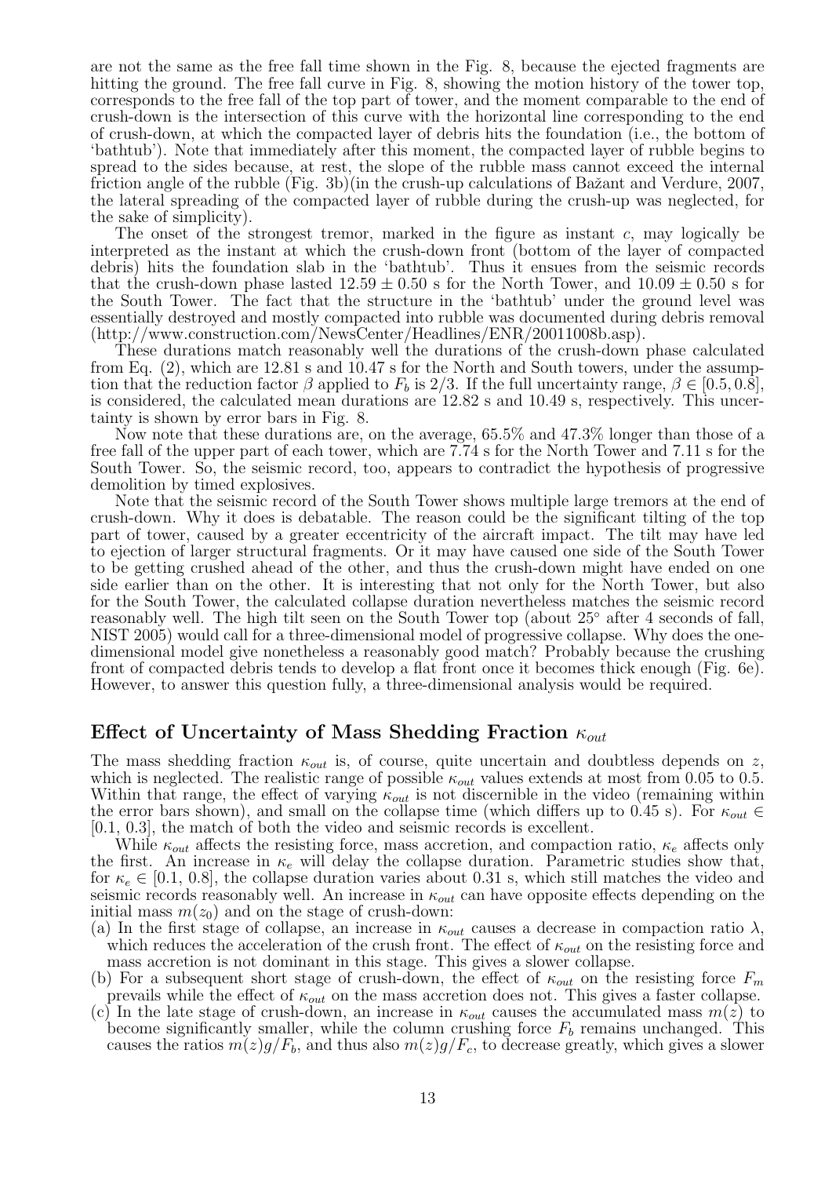are not the same as the free fall time shown in the Fig. 8, because the ejected fragments are hitting the ground. The free fall curve in Fig. 8, showing the motion history of the tower top, corresponds to the free fall of the top part of tower, and the moment comparable to the end of crush-down is the intersection of this curve with the horizontal line corresponding to the end of crush-down, at which the compacted layer of debris hits the foundation (i.e., the bottom of 'bathtub'). Note that immediately after this moment, the compacted layer of rubble begins to spread to the sides because, at rest, the slope of the rubble mass cannot exceed the internal friction angle of the rubble (Fig. 3b)(in the crush-up calculations of Bažant and Verdure, 2007, the lateral spreading of the compacted layer of rubble during the crush-up was neglected, for the sake of simplicity).

The onset of the strongest tremor, marked in the figure as instant $c$, may logically be interpreted as the instant at which the crush-down front (bottom of the layer of compacted debris) hits the foundation slab in the 'bathtub'. Thus it ensues from the seismic records that the crush-down phase lasted $12.59 \pm 0.50$ s for the North Tower, and $10.09 \pm 0.50$ s for the South Tower. The fact that the structure in the 'bathtub' under the ground level was essentially destroyed and mostly compacted into rubble was documented during debris removal (http://www.construction.com/NewsCenter/Headlines/ENR/20011008b.asp).

These durations match reasonably well the durations of the crush-down phase calculated from Eq. (2), which are 12.81 s and 10.47 s for the North and South towers, under the assumption that the reduction factor $\beta$ applied to $F_b$ is 2/3. If the full uncertainty range, $\beta \in [0.5, 0.8]$, is considered, the calculated mean durations are 12.82 s and 10.49 s, respectively. This uncertainty is shown by error bars in Fig. 8.

Now note that these durations are, on the average, 65.5% and 47.3% longer than those of a free fall of the upper part of each tower, which are 7.74 s for the North Tower and 7.11 s for the South Tower. So, the seismic record, too, appears to contradict the hypothesis of progressive demolition by timed explosives.

Note that the seismic record of the South Tower shows multiple large tremors at the end of crush-down. Why it does is debatable. The reason could be the significant tilting of the top part of tower, caused by a greater eccentricity of the aircraft impact. The tilt may have led to ejection of larger structural fragments. Or it may have caused one side of the South Tower to be getting crushed ahead of the other, and thus the crush-down might have ended on one side earlier than on the other. It is interesting that not only for the North Tower, but also for the South Tower, the calculated collapse duration nevertheless matches the seismic record reasonably well. The high tilt seen on the South Tower top (about 25° after 4 seconds of fall, NIST 2005) would call for a three-dimensional model of progressive collapse. Why does the one-dimensional model give nonetheless a reasonably good match? Probably because the crushing front of compacted debris tends to develop a flat front once it becomes thick enough (Fig. 6e). However, to answer this question fully, a three-dimensional analysis would be required.

## Effect of Uncertainty of Mass Shedding Fraction $\kappa_{out}$

The mass shedding fraction $\kappa_{out}$ is, of course, quite uncertain and doubtless depends on $z$, which is neglected. The realistic range of possible $\kappa_{out}$ values extends at most from 0.05 to 0.5. Within that range, the effect of varying $\kappa_{out}$ is not discernible in the video (remaining within the error bars shown), and small on the collapse time (which differs up to 0.45 s). For $\kappa_{out} \in [0.1, 0.3]$, the match of both the video and seismic records is excellent.

While $\kappa_{out}$ affects the resisting force, mass accretion, and compaction ratio, $\kappa_e$ affects only the first. An increase in $\kappa_e$ will delay the collapse duration. Parametric studies show that, for $\kappa_e \in [0.1, 0.8]$, the collapse duration varies about 0.31 s, which still matches the video and seismic records reasonably well. An increase in $\kappa_{out}$ can have opposite effects depending on the initial mass $m(z_0)$ and on the stage of crush-down:

(a) In the first stage of collapse, an increase in $\kappa_{out}$ causes a decrease in compaction ratio $\lambda$, which reduces the acceleration of the crush front. The effect of $\kappa_{out}$ on the resisting force and mass accretion is not dominant in this stage. This gives a slower collapse.

(b) For a subsequent short stage of crush-down, the effect of $\kappa_{out}$ on the resisting force $F_m$ prevails while the effect of $\kappa_{out}$ on the mass accretion does not. This gives a faster collapse.

(c) In the late stage of crush-down, an increase in $\kappa_{out}$ causes the accumulated mass $m(z)$ to become significantly smaller, while the column crushing force $F_b$ remains unchanged. This causes the ratios $m(z)g/F_b$, and thus also $m(z)g/F_c$, to decrease greatly, which gives a slower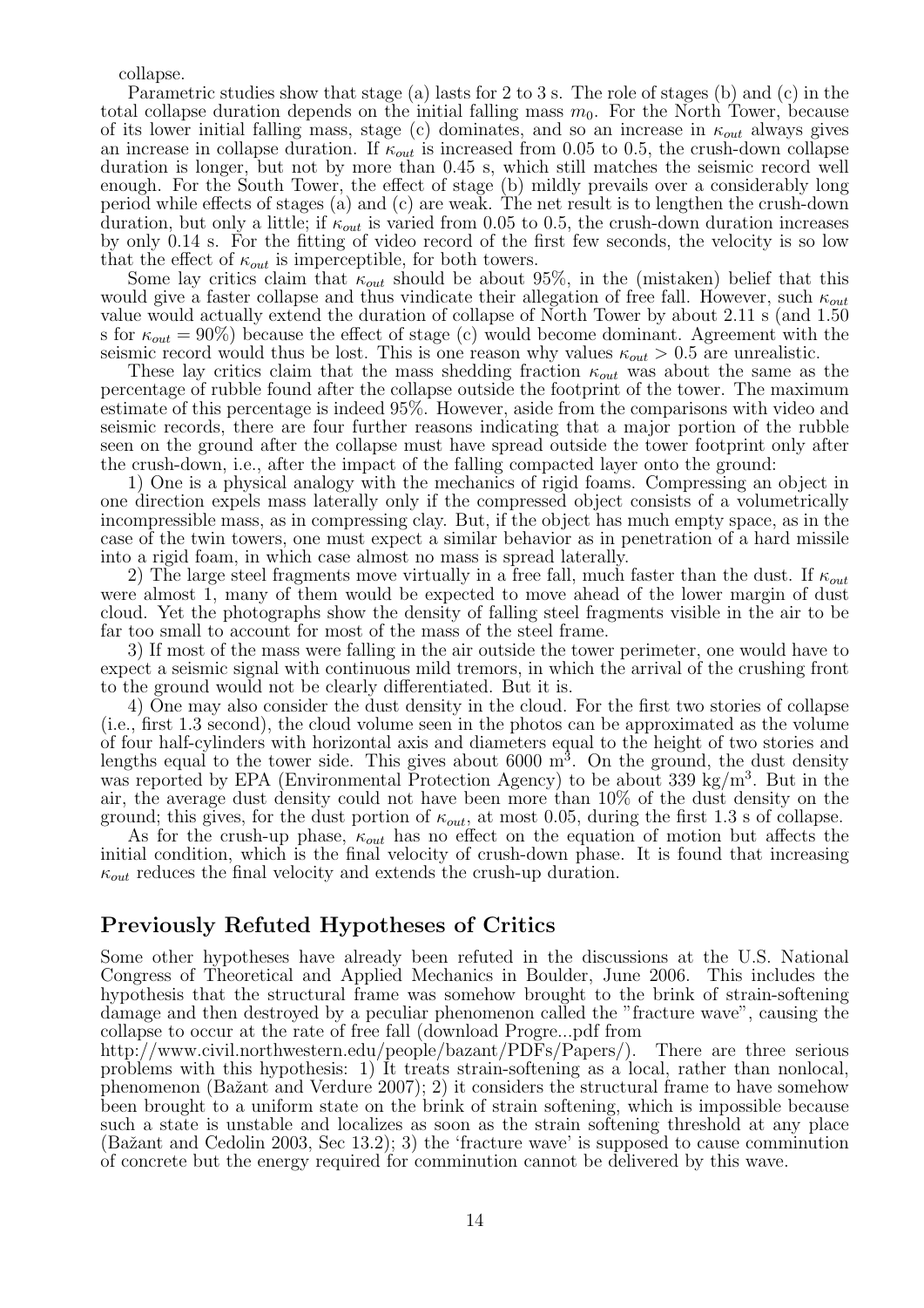collapse.

Parametric studies show that stage (a) lasts for 2 to 3 s. The role of stages (b) and (c) in the total collapse duration depends on the initial falling mass $m_0$. For the North Tower, because of its lower initial falling mass, stage (c) dominates, and so an increase in $\kappa_{out}$ always gives an increase in collapse duration. If $\kappa_{out}$ is increased from 0.05 to 0.5, the crush-down collapse duration is longer, but not by more than 0.45 s, which still matches the seismic record well enough. For the South Tower, the effect of stage (b) mildly prevails over a considerably long period while effects of stages (a) and (c) are weak. The net result is to lengthen the crush-down duration, but only a little; if $\kappa_{out}$ is varied from 0.05 to 0.5, the crush-down duration increases by only 0.14 s. For the fitting of video record of the first few seconds, the velocity is so low that the effect of $\kappa_{out}$ is imperceptible, for both towers.

Some lay critics claim that $\kappa_{out}$ should be about 95%, in the (mistaken) belief that this would give a faster collapse and thus vindicate their allegation of free fall. However, such $\kappa_{out}$ value would actually extend the duration of collapse of North Tower by about 2.11 s (and 1.50 s for $\kappa_{out} = 90\%$) because the effect of stage (c) would become dominant. Agreement with the seismic record would thus be lost. This is one reason why values $\kappa_{out} > 0.5$ are unrealistic.

These lay critics claim that the mass shedding fraction $\kappa_{out}$ was about the same as the percentage of rubble found after the collapse outside the footprint of the tower. The maximum estimate of this percentage is indeed 95%. However, aside from the comparisons with video and seismic records, there are four further reasons indicating that a major portion of the rubble seen on the ground after the collapse must have spread outside the tower footprint only after the crush-down, i.e., after the impact of the falling compacted layer onto the ground:

1) One is a physical analogy with the mechanics of rigid foams. Compressing an object in one direction expels mass laterally only if the compressed object consists of a volumetrically incompressible mass, as in compressing clay. But, if the object has much empty space, as in the case of the twin towers, one must expect a similar behavior as in penetration of a hard missile into a rigid foam, in which case almost no mass is spread laterally.

2) The large steel fragments move virtually in a free fall, much faster than the dust. If $\kappa_{out}$ were almost 1, many of them would be expected to move ahead of the lower margin of dust cloud. Yet the photographs show the density of falling steel fragments visible in the air to be far too small to account for most of the mass of the steel frame.

3) If most of the mass were falling in the air outside the tower perimeter, one would have to expect a seismic signal with continuous mild tremors, in which the arrival of the crushing front to the ground would not be clearly differentiated. But it is.

4) One may also consider the dust density in the cloud. For the first two stories of collapse (i.e., first 1.3 second), the cloud volume seen in the photos can be approximated as the volume of four half-cylinders with horizontal axis and diameters equal to the height of two stories and lengths equal to the tower side. This gives about 6000 $m^3$. On the ground, the dust density was reported by EPA (Environmental Protection Agency) to be about 339 $kg/m^3$. But in the air, the average dust density could not have been more than 10% of the dust density on the ground; this gives, for the dust portion of $\kappa_{out}$, at most 0.05, during the first 1.3 s of collapse.

As for the crush-up phase, $\kappa_{out}$ has no effect on the equation of motion but affects the initial condition, which is the final velocity of crush-down phase. It is found that increasing $\kappa_{out}$ reduces the final velocity and extends the crush-up duration.

## Previously Refuted Hypotheses of Critics

Some other hypotheses have already been refuted in the discussions at the U.S. National Congress of Theoretical and Applied Mechanics in Boulder, June 2006. This includes the hypothesis that the structural frame was somehow brought to the brink of strain-softening damage and then destroyed by a peculiar phenomenon called the "fracture wave", causing the collapse to occur at the rate of free fall (download Progre...pdf from http://www.civil.northwestern.edu/people/bazant/PDFs/Papers/). There are three serious problems with this hypothesis: 1) It treats strain-softening as a local, rather than nonlocal, phenomenon (Bažant and Verdure 2007); 2) it considers the structural frame to have somehow been brought to a uniform state on the brink of strain softening, which is impossible because such a state is unstable and localizes as soon as the strain softening threshold at any place (Bažant and Cedolin 2003, Sec 13.2); 3) the 'fracture wave' is supposed to cause comminution of concrete but the energy required for comminution cannot be delivered by this wave.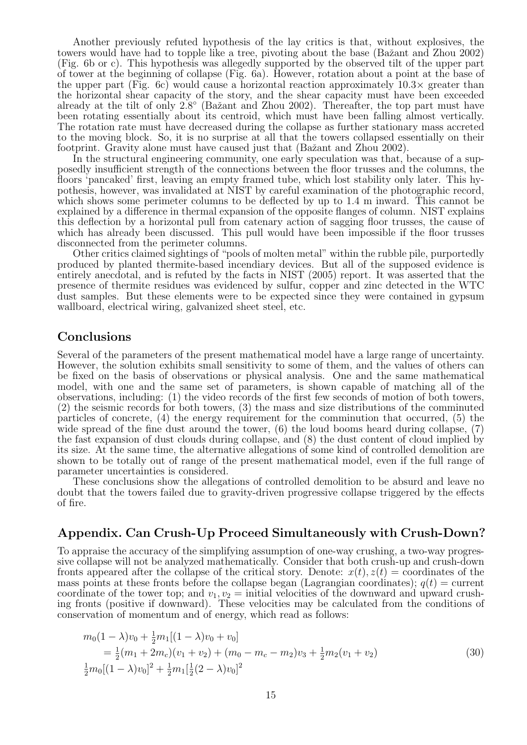Another previously refuted hypothesis of the lay critics is that, without explosives, the towers would have had to topple like a tree, pivoting about the base (Bažant and Zhou 2002) (Fig. 6b or c). This hypothesis was allegedly supported by the observed tilt of the upper part of tower at the beginning of collapse (Fig. 6a). However, rotation about a point at the base of the upper part (Fig. 6c) would cause a horizontal reaction approximately 10.3× greater than the horizontal shear capacity of the story, and the shear capacity must have been exceeded already at the tilt of only 2.8° (Bažant and Zhou 2002). Thereafter, the top part must have been rotating essentially about its centroid, which must have been falling almost vertically. The rotation rate must have decreased during the collapse as further stationary mass accreted to the moving block. So, it is no surprise at all that the towers collapsed essentially on their footprint. Gravity alone must have caused just that (Bažant and Zhou 2002).

In the structural engineering community, one early speculation was that, because of a supposedly insufficient strength of the connections between the floor trusses and the columns, the floors 'pancaked' first, leaving an empty framed tube, which lost stability only later. This hypothesis, however, was invalidated at NIST by careful examination of the photographic record, which shows some perimeter columns to be deflected by up to 1.4 m inward. This cannot be explained by a difference in thermal expansion of the opposite flanges of column. NIST explains this deflection by a horizontal pull from catenary action of sagging floor trusses, the cause of which has already been discussed. This pull would have been impossible if the floor trusses disconnected from the perimeter columns.

Other critics claimed sightings of "pools of molten metal" within the rubble pile, purportedly produced by planted thermite-based incendiary devices. But all of the supposed evidence is entirely anecdotal, and is refuted by the facts in NIST (2005) report. It was asserted that the presence of thermite residues was evidenced by sulfur, copper and zinc detected in the WTC dust samples. But these elements were to be expected since they were contained in gypsum wallboard, electrical wiring, galvanized sheet steel, etc.

## Conclusions

Several of the parameters of the present mathematical model have a large range of uncertainty. However, the solution exhibits small sensitivity to some of them, and the values of others can be fixed on the basis of observations or physical analysis. One and the same mathematical model, with one and the same set of parameters, is shown capable of matching all of the observations, including: (1) the video records of the first few seconds of motion of both towers, (2) the seismic records for both towers, (3) the mass and size distributions of the comminuted particles of concrete, (4) the energy requirement for the comminution that occurred, (5) the wide spread of the fine dust around the tower, (6) the loud booms heard during collapse, (7) the fast expansion of dust clouds during collapse, and (8) the dust content of cloud implied by its size. At the same time, the alternative allegations of some kind of controlled demolition are shown to be totally out of range of the present mathematical model, even if the full range of parameter uncertainties is considered.

These conclusions show the allegations of controlled demolition to be absurd and leave no doubt that the towers failed due to gravity-driven progressive collapse triggered by the effects of fire.

## Appendix. Can Crush-Up Proceed Simultaneously with Crush-Down?

To appraise the accuracy of the simplifying assumption of one-way crushing, a two-way progressive collapse will not be analyzed mathematically. Consider that both crush-up and crush-down fronts appeared after the collapse of the critical story. Denote: $x(t), z(t)$ = coordinates of the mass points at these fronts before the collapse began (Lagrangian coordinates); $q(t)$ = current coordinate of the tower top; and $v_1, v_2$ = initial velocities of the downward and upward crushing fronts (positive if downward). These velocities may be calculated from the conditions of conservation of momentum and of energy, which read as follows:

$$
\begin{aligned}
& m_0(1-\lambda)v_0 + \tfrac{1}{2}m_1[(1-\lambda)v_0 + v_0] \\
& \quad = \tfrac{1}{2}(m_1 + 2m_c)(v_1 + v_2) + (m_0 - m_c - m_2)v_3 + \tfrac{1}{2}m_2(v_1 + v_2) \qquad (30) \\
& \tfrac{1}{2}m_0[(1-\lambda)v_0]^2 + \tfrac{1}{2}m_1[\tfrac{1}{2}(2-\lambda)v_0]^2
\end{aligned}
$$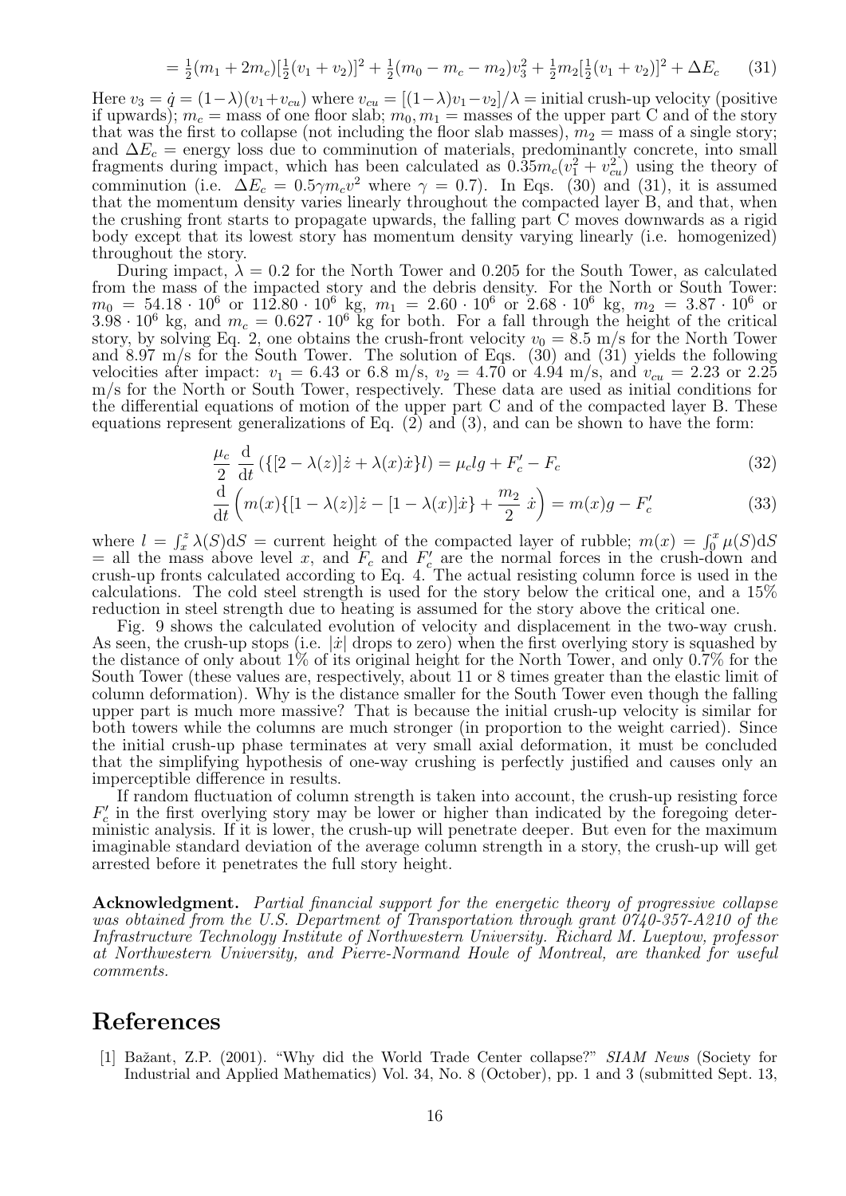$$= \frac{1}{2}(m_1 + 2m_c)[\tfrac{1}{2}(v_1 + v_2)]^2 + \tfrac{1}{2}(m_0 - m_c - m_2)v_3^2 + \tfrac{1}{2}m_2[\tfrac{1}{2}(v_1 + v_2)]^2 + \Delta E_c \qquad (31)$$

Here $v_3 = \dot{q} = (1-\lambda)(v_1+v_{cu})$ where $v_{cu} = [(1-\lambda)v_1 - v_2]/\lambda$ = initial crush-up velocity (positive if upwards); $m_c$ = mass of one floor slab; $m_0, m_1$ = masses of the upper part C and of the story that was the first to collapse (not including the floor slab masses), $m_2$ = mass of a single story; and $\Delta E_c$ = energy loss due to comminution of materials, predominantly concrete, into small fragments during impact, which has been calculated as $0.35m_c(v_1^2 + v_{cu}^2)$ using the theory of comminution (i.e. $\Delta E_c = 0.5\gamma m_c v^2$ where $\gamma = 0.7$). In Eqs. (30) and (31), it is assumed that the momentum density varies linearly throughout the compacted layer B, and that, when the crushing front starts to propagate upwards, the falling part C moves downwards as a rigid body except that its lowest story has momentum density varying linearly (i.e. homogenized) throughout the story.

During impact, $\lambda = 0.2$ for the North Tower and 0.205 for the South Tower, as calculated from the mass of the impacted story and the debris density. For the North or South Tower: $m_0 = 54.18 \cdot 10^6$ or $112.80 \cdot 10^6$ kg, $m_1 = 2.60 \cdot 10^6$ or $2.68 \cdot 10^6$ kg, $m_2 = 3.87 \cdot 10^6$ or $3.98 \cdot 10^6$ kg, and $m_c = 0.627 \cdot 10^6$ kg for both. For a fall through the height of the critical story, by solving Eq. 2, one obtains the crush-front velocity $v_0 = 8.5$ m/s for the North Tower and 8.97 m/s for the South Tower. The solution of Eqs. (30) and (31) yields the following velocities after impact: $v_1 = 6.43$ or 6.8 m/s, $v_2 = 4.70$ or 4.94 m/s, and $v_{cu} = 2.23$ or 2.25 m/s for the North or South Tower, respectively. These data are used as initial conditions for the differential equations of motion of the upper part C and of the compacted layer B. These equations represent generalizations of Eq. (2) and (3), and can be shown to have the form:

$$\frac{\mu_c}{2}\,\frac{\mathrm{d}}{\mathrm{d}t}\left(\{[2-\lambda(z)]\dot{z} + \lambda(x)\dot{x}\}l\right) = \mu_c l g + F_c' - F_c \qquad (32)$$

$$\frac{\mathrm{d}}{\mathrm{d}t}\left(m(x)\{[1-\lambda(z)]\dot{z} - [1-\lambda(x)]\dot{x}\} + \frac{m_2}{2}\,\dot{x}\right) = m(x)g - F_c' \qquad (33)$$

where $l = \int_x^z \lambda(S)\mathrm{d}S$ = current height of the compacted layer of rubble; $m(x) = \int_0^x \mu(S)\mathrm{d}S$ = all the mass above level $x$, and $F_c$ and $F_c'$ are the normal forces in the crush-down and crush-up fronts calculated according to Eq. 4. The actual resisting column force is used in the calculations. The cold steel strength is used for the story below the critical one, and a 15% reduction in steel strength due to heating is assumed for the story above the critical one.

Fig. 9 shows the calculated evolution of velocity and displacement in the two-way crush. As seen, the crush-up stops (i.e. $|\dot{x}|$ drops to zero) when the first overlying story is squashed by the distance of only about 1% of its original height for the North Tower, and only 0.7% for the South Tower (these values are, respectively, about 11 or 8 times greater than the elastic limit of column deformation). Why is the distance smaller for the South Tower even though the falling upper part is much more massive? That is because the initial crush-up velocity is similar for both towers while the columns are much stronger (in proportion to the weight carried). Since the initial crush-up phase terminates at very small axial deformation, it must be concluded that the simplifying hypothesis of one-way crushing is perfectly justified and causes only an imperceptible difference in results.

If random fluctuation of column strength is taken into account, the crush-up resisting force $F_c'$ in the first overlying story may be lower or higher than indicated by the foregoing deterministic analysis. If it is lower, the crush-up will penetrate deeper. But even for the maximum imaginable standard deviation of the average column strength in a story, the crush-up will get arrested before it penetrates the full story height.

**Acknowledgment.** *Partial financial support for the energetic theory of progressive collapse was obtained from the U.S. Department of Transportation through grant 0740-357-A210 of the Infrastructure Technology Institute of Northwestern University. Richard M. Lueptow, professor at Northwestern University, and Pierre-Normand Houle of Montreal, are thanked for useful comments.*

## References

[1] Bažant, Z.P. (2001). "Why did the World Trade Center collapse?" *SIAM News* (Society for Industrial and Applied Mathematics) Vol. 34, No. 8 (October), pp. 1 and 3 (submitted Sept. 13,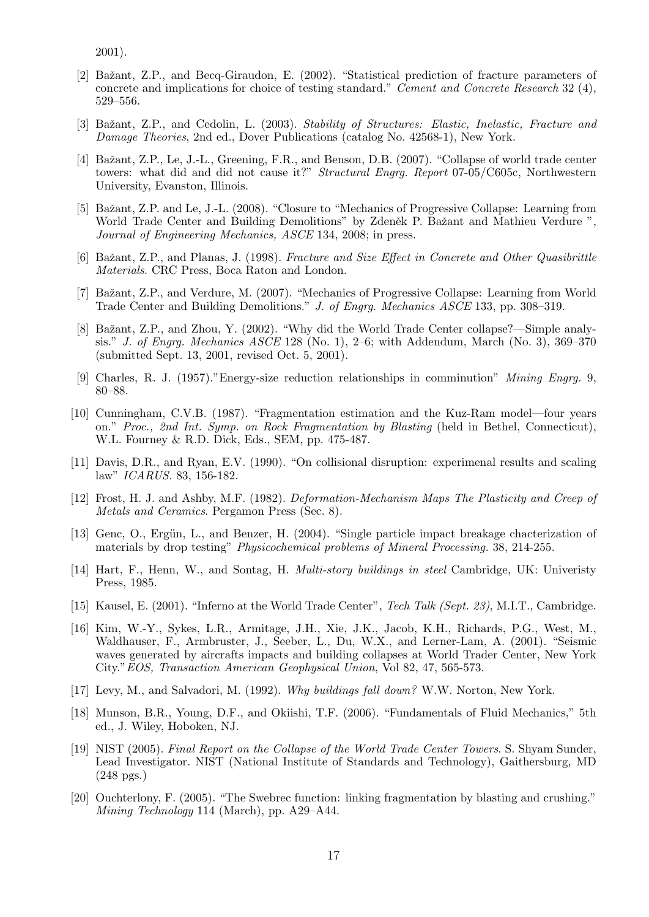2001).

[2] Bažant, Z.P., and Becq-Giraudon, E. (2002). "Statistical prediction of fracture parameters of concrete and implications for choice of testing standard." *Cement and Concrete Research* 32 (4), 529–556.

[3] Bažant, Z.P., and Cedolin, L. (2003). *Stability of Structures: Elastic, Inelastic, Fracture and Damage Theories*, 2nd ed., Dover Publications (catalog No. 42568-1), New York.

[4] Bažant, Z.P., Le, J.-L., Greening, F.R., and Benson, D.B. (2007). "Collapse of world trade center towers: what did and did not cause it?" *Structural Engrg. Report* 07-05/C605c, Northwestern University, Evanston, Illinois.

[5] Bažant, Z.P. and Le, J.-L. (2008). "Closure to "Mechanics of Progressive Collapse: Learning from World Trade Center and Building Demolitions" by Zdeněk P. Bažant and Mathieu Verdure ", *Journal of Engineering Mechanics, ASCE* 134, 2008; in press.

[6] Bažant, Z.P., and Planas, J. (1998). *Fracture and Size Effect in Concrete and Other Quasibrittle Materials*. CRC Press, Boca Raton and London.

[7] Bažant, Z.P., and Verdure, M. (2007). "Mechanics of Progressive Collapse: Learning from World Trade Center and Building Demolitions." *J. of Engrg. Mechanics ASCE* 133, pp. 308–319.

[8] Bažant, Z.P., and Zhou, Y. (2002). "Why did the World Trade Center collapse?—Simple analysis." *J. of Engrg. Mechanics ASCE* 128 (No. 1), 2–6; with Addendum, March (No. 3), 369–370 (submitted Sept. 13, 2001, revised Oct. 5, 2001).

[9] Charles, R. J. (1957)."Energy-size reduction relationships in comminution" *Mining Engrg.* 9, 80–88.

[10] Cunningham, C.V.B. (1987). "Fragmentation estimation and the Kuz-Ram model—four years on." *Proc., 2nd Int. Symp. on Rock Fragmentation by Blasting* (held in Bethel, Connecticut), W.L. Fourney & R.D. Dick, Eds., SEM, pp. 475-487.

[11] Davis, D.R., and Ryan, E.V. (1990). "On collisional disruption: experimenal results and scaling law" *ICARUS.* 83, 156-182.

[12] Frost, H. J. and Ashby, M.F. (1982). *Deformation-Mechanism Maps The Plasticity and Creep of Metals and Ceramics*. Pergamon Press (Sec. 8).

[13] Genc, O., Ergün, L., and Benzer, H. (2004). "Single particle impact breakage chacterization of materials by drop testing" *Physicochemical problems of Mineral Processing.* 38, 214-255.

[14] Hart, F., Henn, W., and Sontag, H. *Multi-story buildings in steel* Cambridge, UK: Univeristy Press, 1985.

[15] Kausel, E. (2001). "Inferno at the World Trade Center", *Tech Talk (Sept. 23)*, M.I.T., Cambridge.

[16] Kim, W.-Y., Sykes, L.R., Armitage, J.H., Xie, J.K., Jacob, K.H., Richards, P.G., West, M., Waldhauser, F., Armbruster, J., Seeber, L., Du, W.X., and Lerner-Lam, A. (2001). "Seismic waves generated by aircrafts impacts and building collapses at World Trader Center, New York City."*EOS, Transaction American Geophysical Union*, Vol 82, 47, 565-573.

[17] Levy, M., and Salvadori, M. (1992). *Why buildings fall down?* W.W. Norton, New York.

[18] Munson, B.R., Young, D.F., and Okiishi, T.F. (2006). "Fundamentals of Fluid Mechanics," 5th ed., J. Wiley, Hoboken, NJ.

[19] NIST (2005). *Final Report on the Collapse of the World Trade Center Towers*. S. Shyam Sunder, Lead Investigator. NIST (National Institute of Standards and Technology), Gaithersburg, MD (248 pgs.)

[20] Ouchterlony, F. (2005). "The Swebrec function: linking fragmentation by blasting and crushing." *Mining Technology* 114 (March), pp. A29–A44.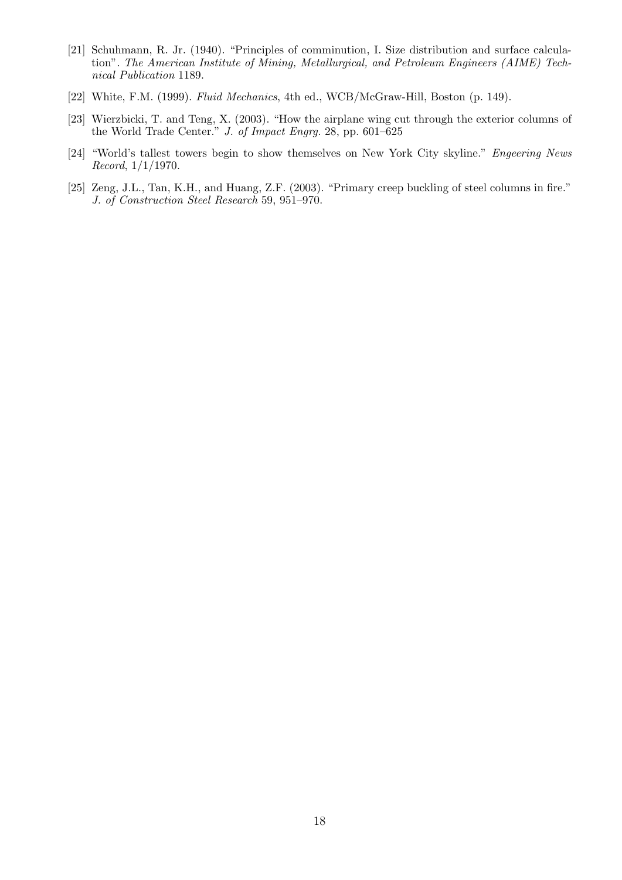[21] Schuhmann, R. Jr. (1940). "Principles of comminution, I. Size distribution and surface calculation". *The American Institute of Mining, Metallurgical, and Petroleum Engineers (AIME) Technical Publication* 1189.

[22] White, F.M. (1999). *Fluid Mechanics*, 4th ed., WCB/McGraw-Hill, Boston (p. 149).

[23] Wierzbicki, T. and Teng, X. (2003). "How the airplane wing cut through the exterior columns of the World Trade Center." *J. of Impact Engrg.* 28, pp. 601–625

[24] "World's tallest towers begin to show themselves on New York City skyline." *Engeering News Record*, 1/1/1970.

[25] Zeng, J.L., Tan, K.H., and Huang, Z.F. (2003). "Primary creep buckling of steel columns in fire." *J. of Construction Steel Research* 59, 951–970.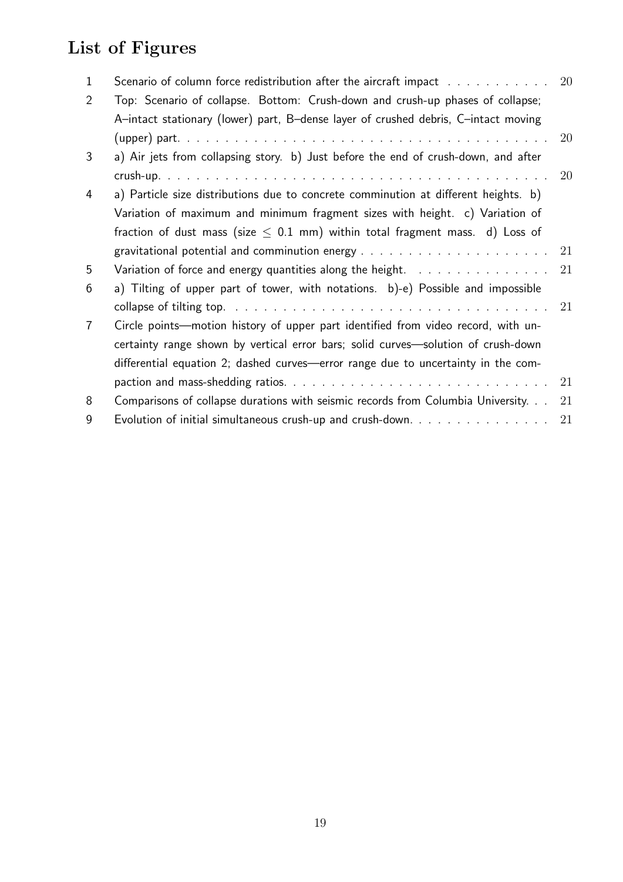# List of Figures

1. Scenario of column force redistribution after the aircraft impact . . . . . . . . . . . 20
2. Top: Scenario of collapse. Bottom: Crush-down and crush-up phases of collapse; A–intact stationary (lower) part, B–dense layer of crushed debris, C–intact moving (upper) part. . . . . . . . . . . . . . . . . . . . . . . . . . . . . . . . . . . . . . 20
3. a) Air jets from collapsing story. b) Just before the end of crush-down, and after crush-up. . . . . . . . . . . . . . . . . . . . . . . . . . . . . . . . . . . . . . . 20
4. a) Particle size distributions due to concrete comminution at different heights. b) Variation of maximum and minimum fragment sizes with height. c) Variation of fraction of dust mass (size $\leq$ 0.1 mm) within total fragment mass. d) Loss of gravitational potential and comminution energy . . . . . . . . . . . . . . . . . . . . 21
5. Variation of force and energy quantities along the height. . . . . . . . . . . . . . . 21
6. a) Tilting of upper part of tower, with notations. b)-e) Possible and impossible collapse of tilting top. . . . . . . . . . . . . . . . . . . . . . . . . . . . . . . . . 21
7. Circle points—motion history of upper part identified from video record, with uncertainty range shown by vertical error bars; solid curves—solution of crush-down differential equation 2; dashed curves—error range due to uncertainty in the compaction and mass-shedding ratios. . . . . . . . . . . . . . . . . . . . . . . . . . . 21
8. Comparisons of collapse durations with seismic records from Columbia University. . . 21
9. Evolution of initial simultaneous crush-up and crush-down. . . . . . . . . . . . . . . 21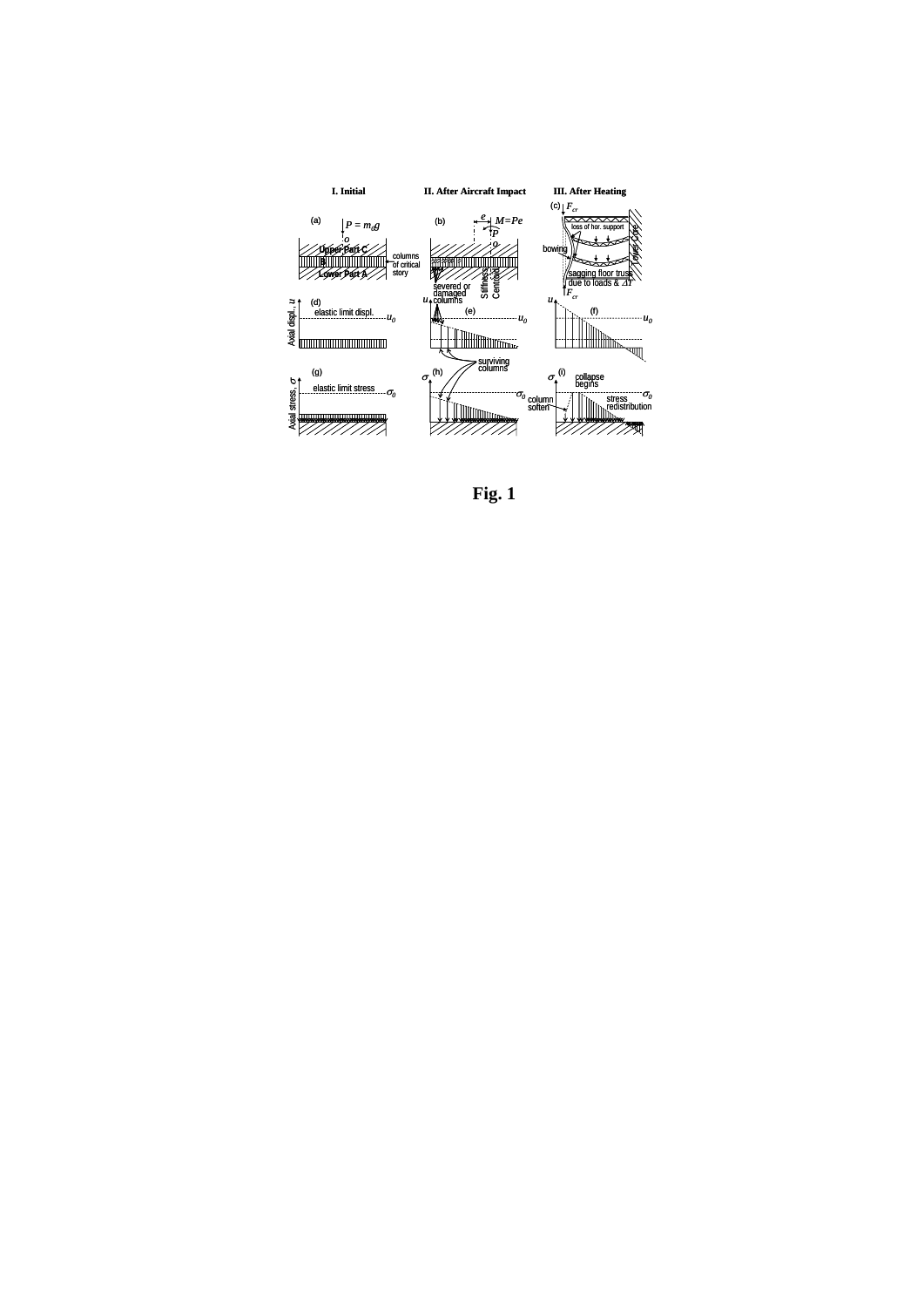**Fig. 1**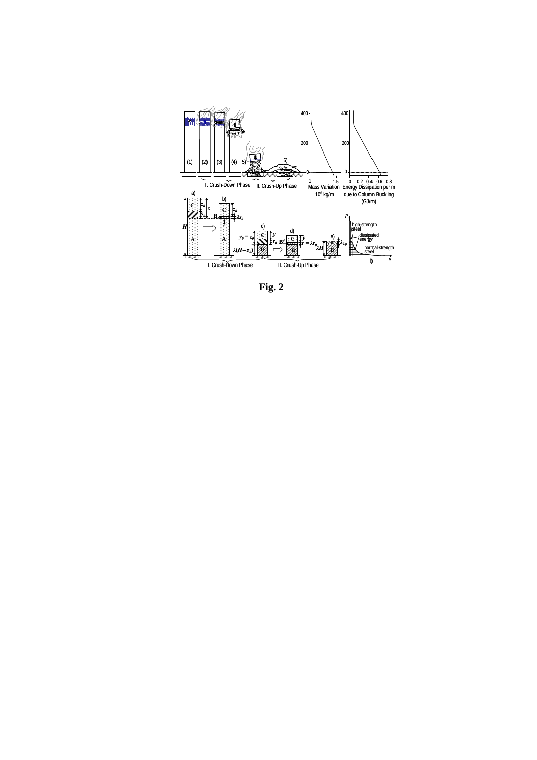**Fig. 2**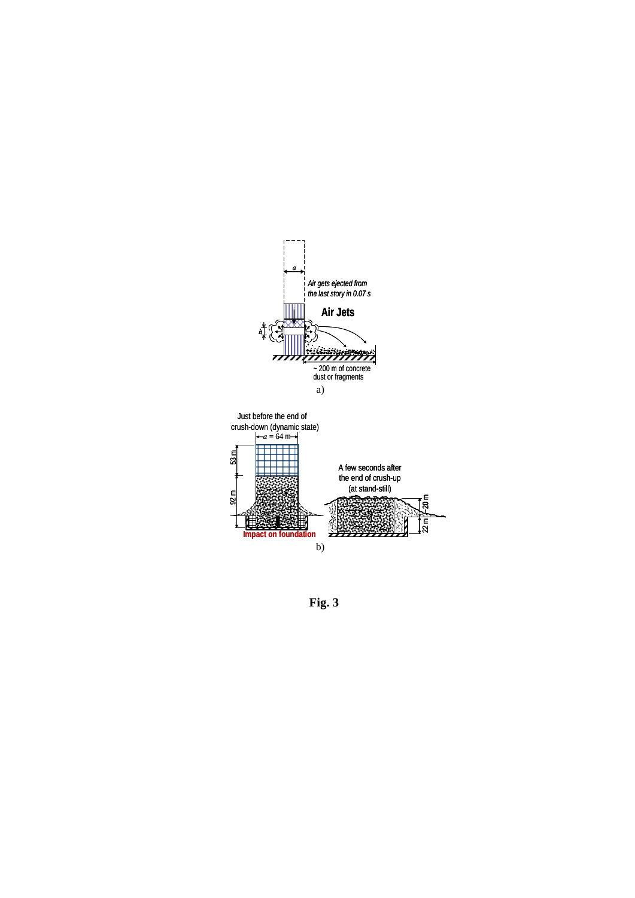**Fig. 3**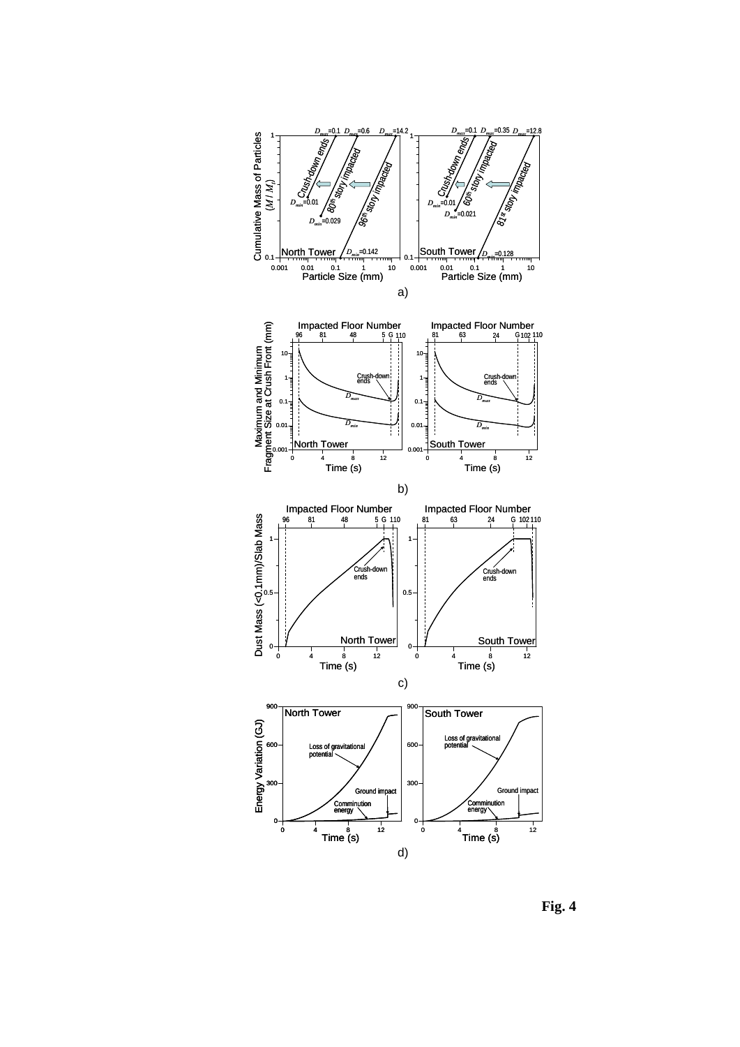**Fig. 4**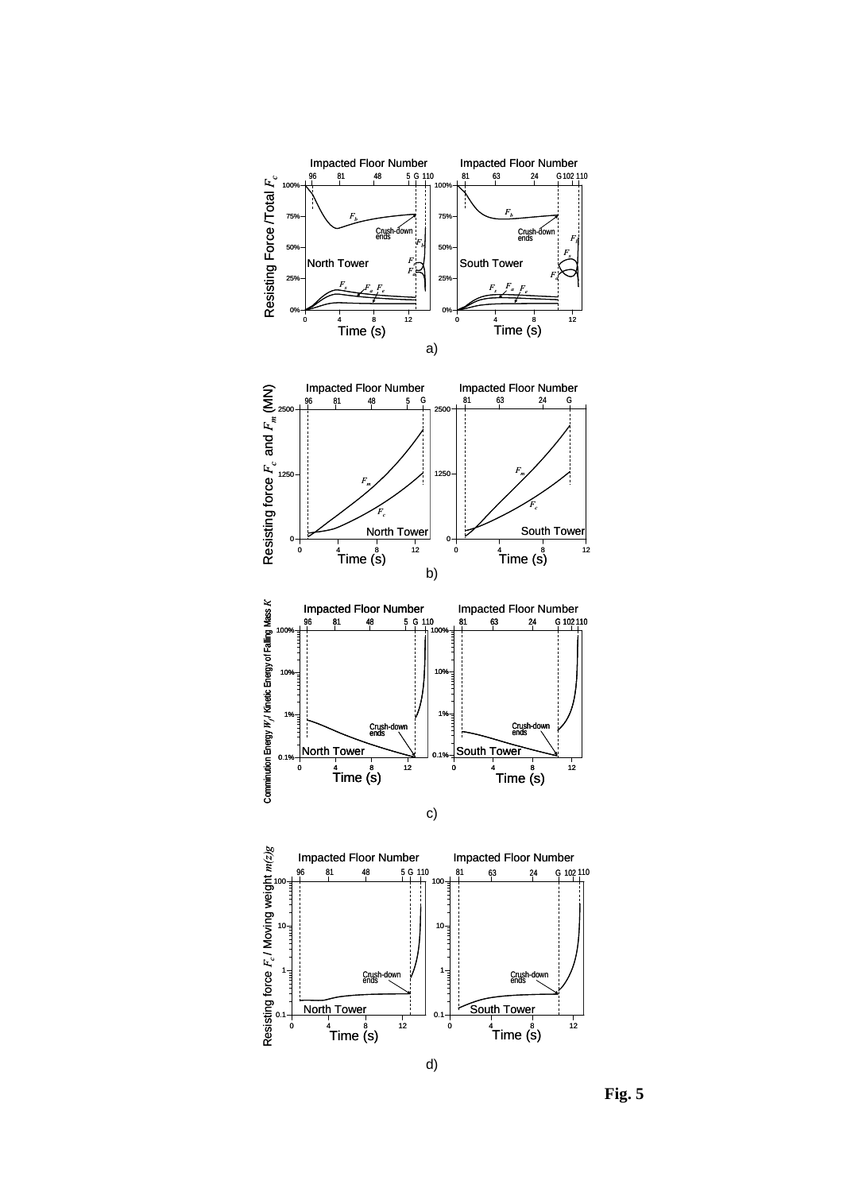Fig. 5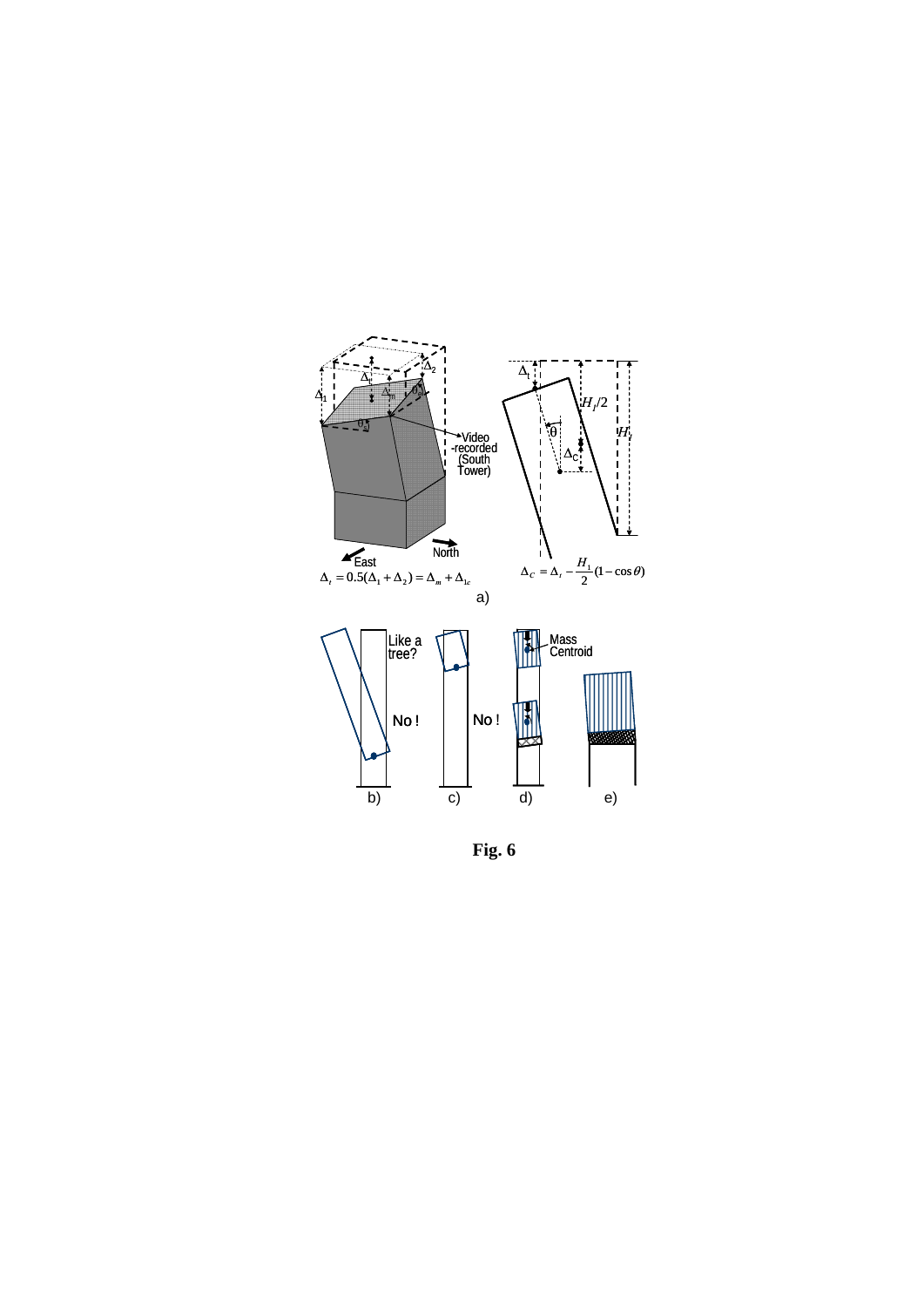$\Delta_t = 0.5(\Delta_1 + \Delta_2) = \Delta_m + \Delta_{1c}$

$\Delta_C = \Delta_t - \frac{H_1}{2}(1 - \cos\theta)$

**Fig. 6**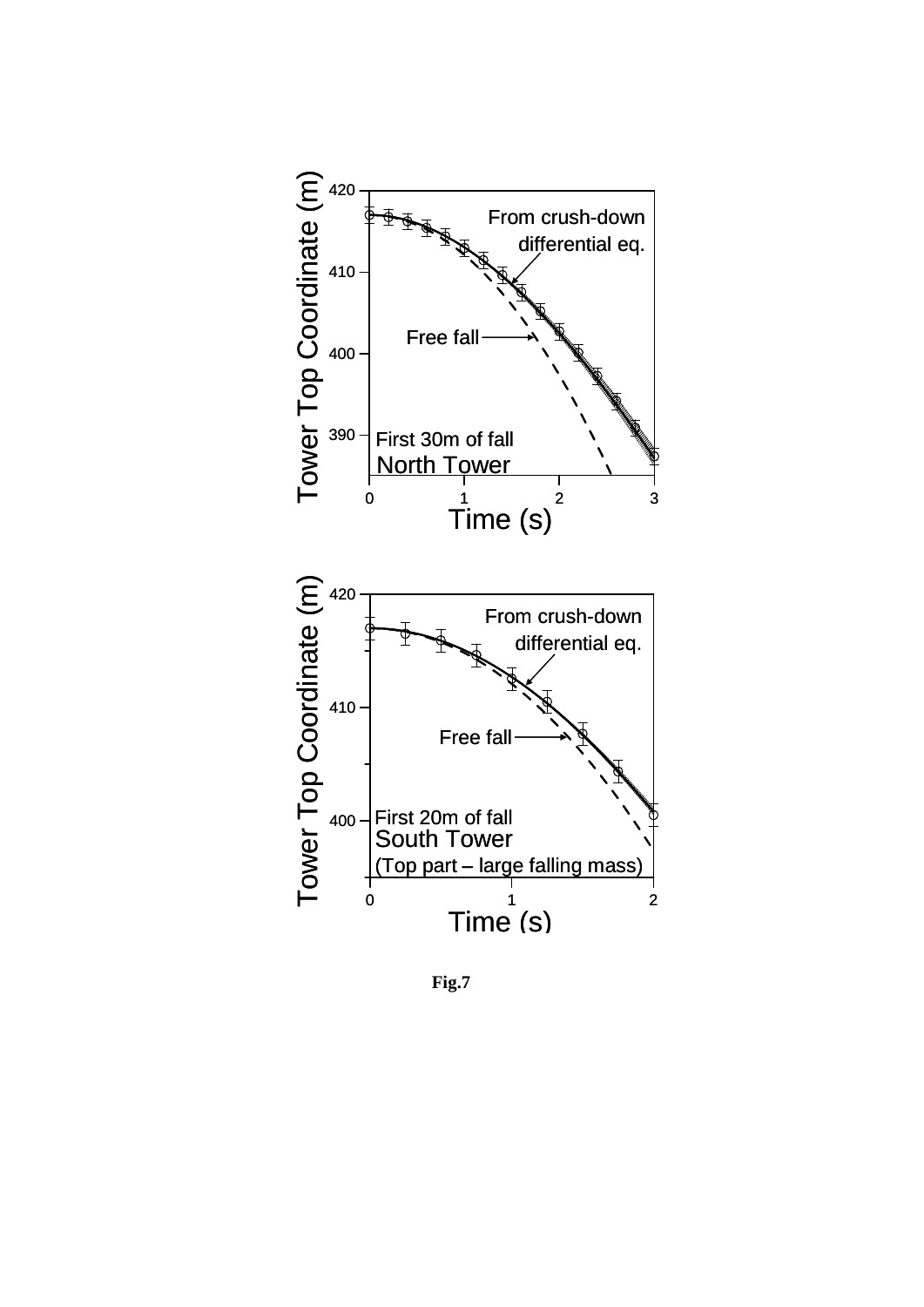**Fig.7**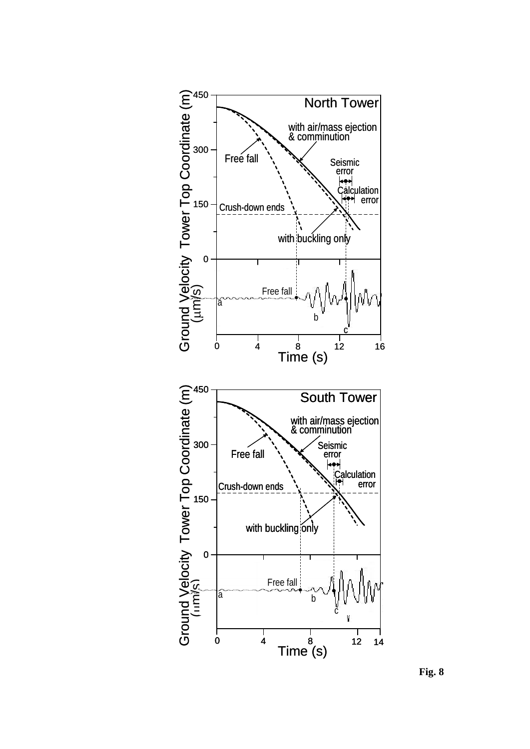**Fig. 8**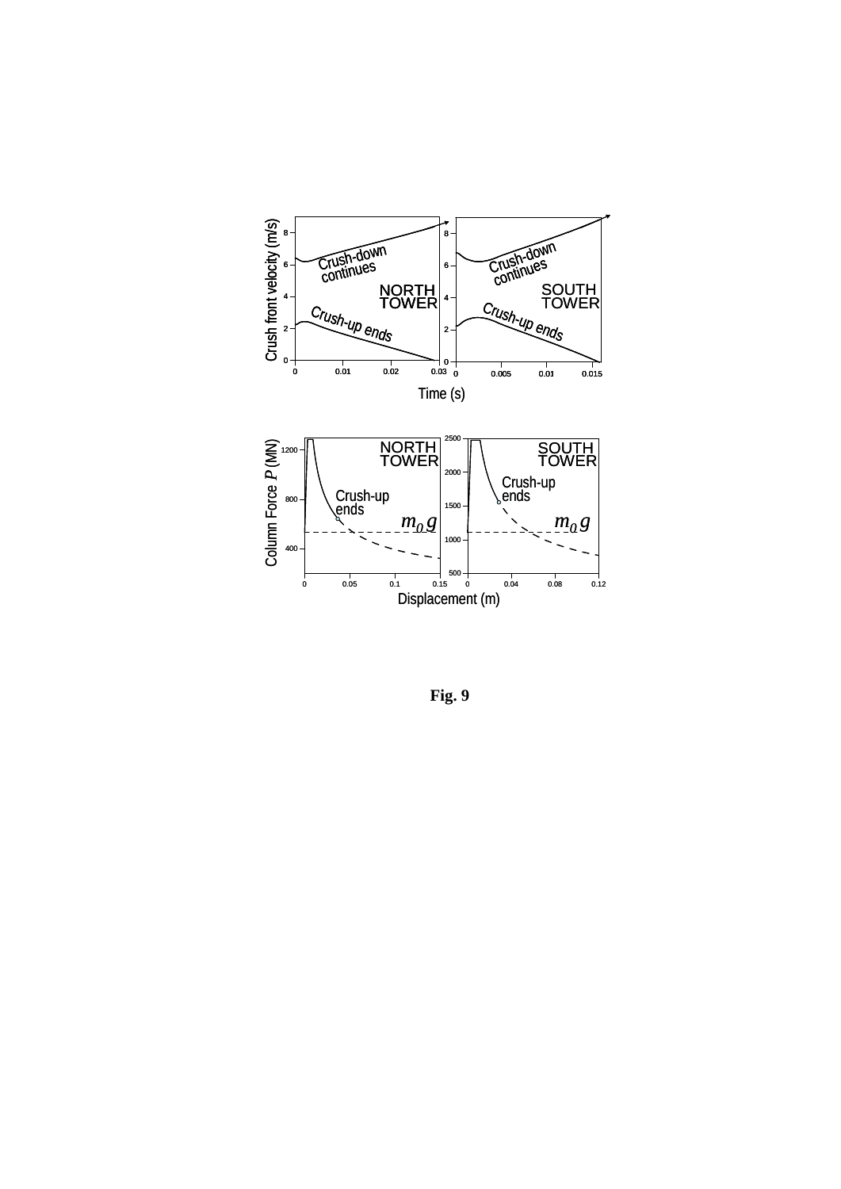Crush front velocity (m/s)

8
6
4
2
0

0 0.01 0.02 0.03

Crush-down continues

NORTH TOWER

Crush-up ends

8
6
4
2
0

0 0.005 0.01 0.015

Crush-down continues

SOUTH TOWER

Crush-up ends

Time (s)

Column Force $P$ (MN)

1200
800
400

0 0.05 0.1 0.15

NORTH TOWER

Crush-up ends

$m_0 g$

2500
2000
1500
1000
500

0 0.04 0.08 0.12

SOUTH TOWER

Crush-up ends

$m_0 g$

Displacement (m)

**Fig. 9**